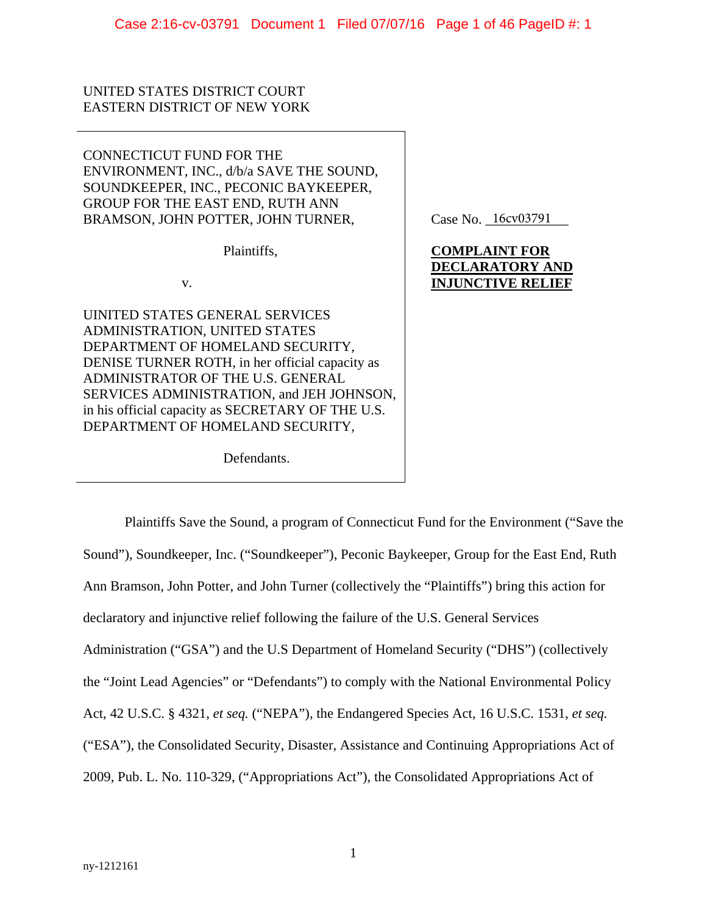UNITED STATES DISTRICT COURT
EASTERN DISTRICT OF NEW YORK

CONNECTICUT FUND FOR THE ENVIRONMENT, INC., d/b/a SAVE THE SOUND, SOUNDKEEPER, INC., PECONIC BAYKEEPER, GROUP FOR THE EAST END, RUTH ANN BRAMSON, JOHN POTTER, JOHN TURNER,

Plaintiffs,

v.

UINITED STATES GENERAL SERVICES ADMINISTRATION, UNITED STATES DEPARTMENT OF HOMELAND SECURITY, DENISE TURNER ROTH, in her official capacity as ADMINISTRATOR OF THE U.S. GENERAL SERVICES ADMINISTRATION, and JEH JOHNSON, in his official capacity as SECRETARY OF THE U.S. DEPARTMENT OF HOMELAND SECURITY,

Defendants.

Case No. 16cv03791

**COMPLAINT FOR DECLARATORY AND INJUNCTIVE RELIEF**

Plaintiffs Save the Sound, a program of Connecticut Fund for the Environment ("Save the Sound"), Soundkeeper, Inc. ("Soundkeeper"), Peconic Baykeeper, Group for the East End, Ruth Ann Bramson, John Potter, and John Turner (collectively the "Plaintiffs") bring this action for declaratory and injunctive relief following the failure of the U.S. General Services Administration ("GSA") and the U.S Department of Homeland Security ("DHS") (collectively the "Joint Lead Agencies" or "Defendants") to comply with the National Environmental Policy Act, 42 U.S.C. § 4321, *et seq.* ("NEPA"), the Endangered Species Act, 16 U.S.C. 1531, *et seq.* ("ESA"), the Consolidated Security, Disaster, Assistance and Continuing Appropriations Act of 2009, Pub. L. No. 110-329, ("Appropriations Act"), the Consolidated Appropriations Act of

ny-1212161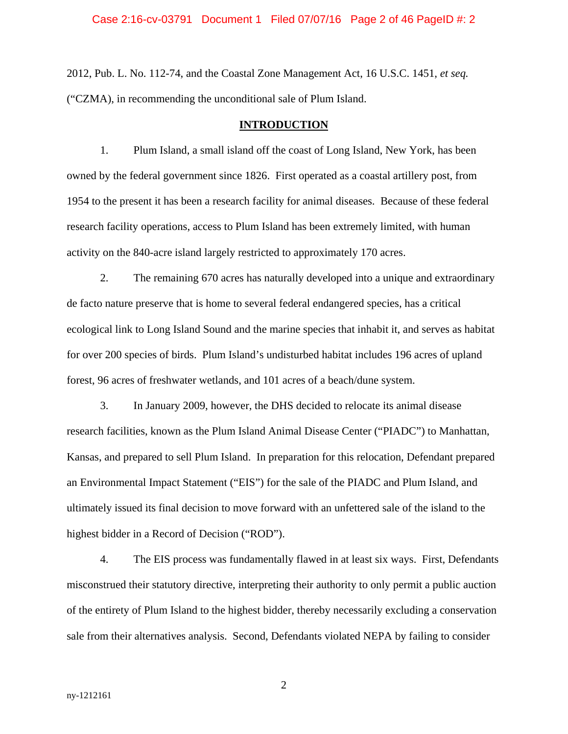2012, Pub. L. No. 112-74, and the Coastal Zone Management Act, 16 U.S.C. 1451, *et seq.* ("CZMA), in recommending the unconditional sale of Plum Island.

## **INTRODUCTION**

1. Plum Island, a small island off the coast of Long Island, New York, has been owned by the federal government since 1826. First operated as a coastal artillery post, from 1954 to the present it has been a research facility for animal diseases. Because of these federal research facility operations, access to Plum Island has been extremely limited, with human activity on the 840-acre island largely restricted to approximately 170 acres.

2. The remaining 670 acres has naturally developed into a unique and extraordinary de facto nature preserve that is home to several federal endangered species, has a critical ecological link to Long Island Sound and the marine species that inhabit it, and serves as habitat for over 200 species of birds. Plum Island's undisturbed habitat includes 196 acres of upland forest, 96 acres of freshwater wetlands, and 101 acres of a beach/dune system.

3. In January 2009, however, the DHS decided to relocate its animal disease research facilities, known as the Plum Island Animal Disease Center ("PIADC") to Manhattan, Kansas, and prepared to sell Plum Island. In preparation for this relocation, Defendant prepared an Environmental Impact Statement ("EIS") for the sale of the PIADC and Plum Island, and ultimately issued its final decision to move forward with an unfettered sale of the island to the highest bidder in a Record of Decision ("ROD").

4. The EIS process was fundamentally flawed in at least six ways. First, Defendants misconstrued their statutory directive, interpreting their authority to only permit a public auction of the entirety of Plum Island to the highest bidder, thereby necessarily excluding a conservation sale from their alternatives analysis. Second, Defendants violated NEPA by failing to consider

ny-1212161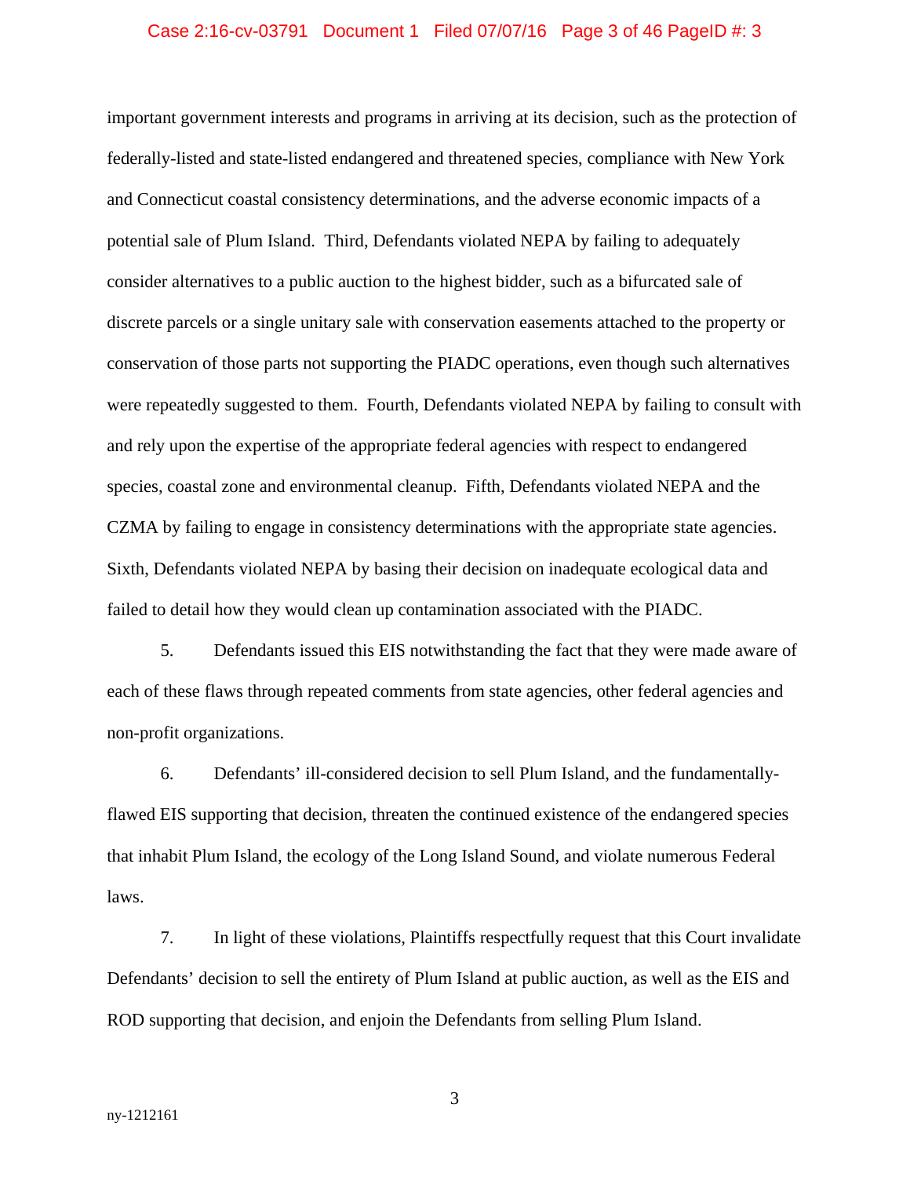important government interests and programs in arriving at its decision, such as the protection of federally-listed and state-listed endangered and threatened species, compliance with New York and Connecticut coastal consistency determinations, and the adverse economic impacts of a potential sale of Plum Island. Third, Defendants violated NEPA by failing to adequately consider alternatives to a public auction to the highest bidder, such as a bifurcated sale of discrete parcels or a single unitary sale with conservation easements attached to the property or conservation of those parts not supporting the PIADC operations, even though such alternatives were repeatedly suggested to them. Fourth, Defendants violated NEPA by failing to consult with and rely upon the expertise of the appropriate federal agencies with respect to endangered species, coastal zone and environmental cleanup. Fifth, Defendants violated NEPA and the CZMA by failing to engage in consistency determinations with the appropriate state agencies. Sixth, Defendants violated NEPA by basing their decision on inadequate ecological data and failed to detail how they would clean up contamination associated with the PIADC.

5. Defendants issued this EIS notwithstanding the fact that they were made aware of each of these flaws through repeated comments from state agencies, other federal agencies and non-profit organizations.

6. Defendants' ill-considered decision to sell Plum Island, and the fundamentally-flawed EIS supporting that decision, threaten the continued existence of the endangered species that inhabit Plum Island, the ecology of the Long Island Sound, and violate numerous Federal laws.

7. In light of these violations, Plaintiffs respectfully request that this Court invalidate Defendants' decision to sell the entirety of Plum Island at public auction, as well as the EIS and ROD supporting that decision, and enjoin the Defendants from selling Plum Island.

ny-1212161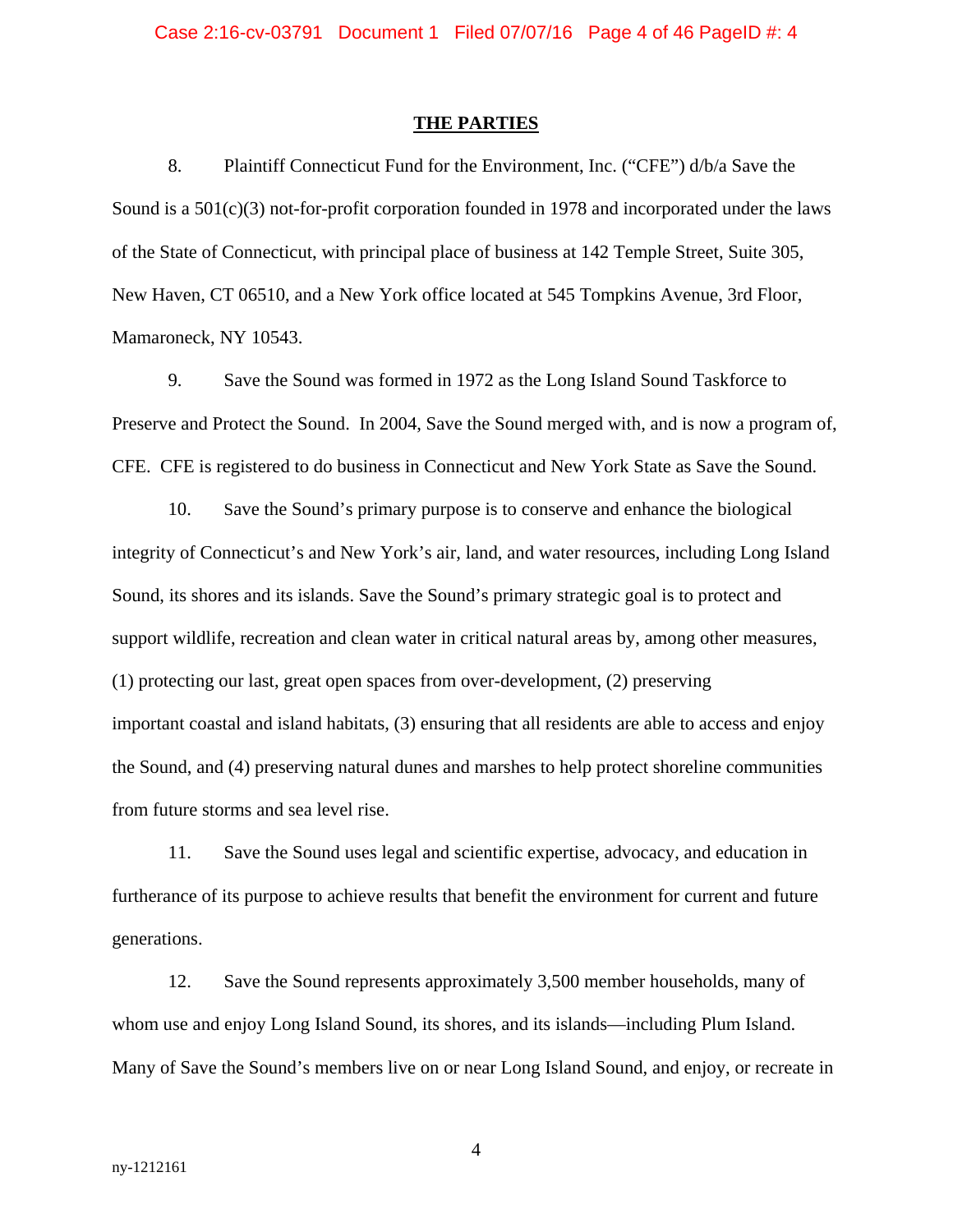## THE PARTIES

8. Plaintiff Connecticut Fund for the Environment, Inc. ("CFE") d/b/a Save the Sound is a 501(c)(3) not-for-profit corporation founded in 1978 and incorporated under the laws of the State of Connecticut, with principal place of business at 142 Temple Street, Suite 305, New Haven, CT 06510, and a New York office located at 545 Tompkins Avenue, 3rd Floor, Mamaroneck, NY 10543.

9. Save the Sound was formed in 1972 as the Long Island Sound Taskforce to Preserve and Protect the Sound. In 2004, Save the Sound merged with, and is now a program of, CFE. CFE is registered to do business in Connecticut and New York State as Save the Sound.

10. Save the Sound's primary purpose is to conserve and enhance the biological integrity of Connecticut's and New York's air, land, and water resources, including Long Island Sound, its shores and its islands. Save the Sound's primary strategic goal is to protect and support wildlife, recreation and clean water in critical natural areas by, among other measures, (1) protecting our last, great open spaces from over-development, (2) preserving important coastal and island habitats, (3) ensuring that all residents are able to access and enjoy the Sound, and (4) preserving natural dunes and marshes to help protect shoreline communities from future storms and sea level rise.

11. Save the Sound uses legal and scientific expertise, advocacy, and education in furtherance of its purpose to achieve results that benefit the environment for current and future generations.

12. Save the Sound represents approximately 3,500 member households, many of whom use and enjoy Long Island Sound, its shores, and its islands—including Plum Island. Many of Save the Sound's members live on or near Long Island Sound, and enjoy, or recreate in

ny-1212161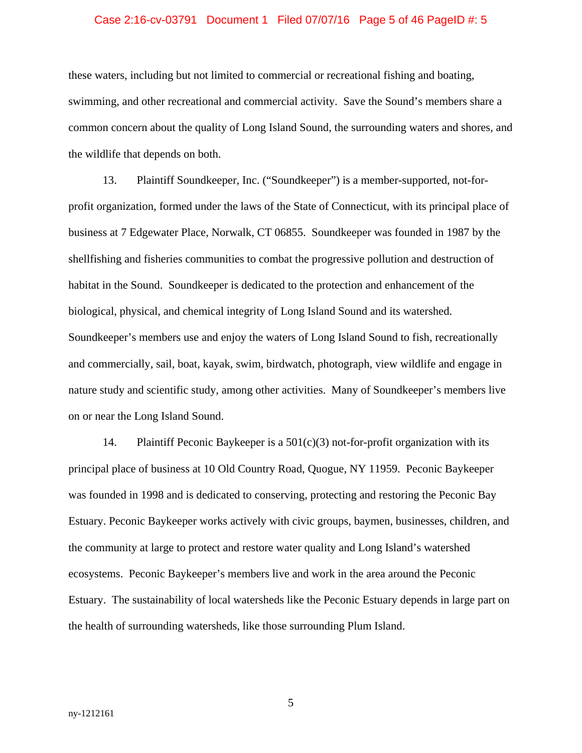these waters, including but not limited to commercial or recreational fishing and boating, swimming, and other recreational and commercial activity. Save the Sound's members share a common concern about the quality of Long Island Sound, the surrounding waters and shores, and the wildlife that depends on both.

13. Plaintiff Soundkeeper, Inc. ("Soundkeeper") is a member-supported, not-for-profit organization, formed under the laws of the State of Connecticut, with its principal place of business at 7 Edgewater Place, Norwalk, CT 06855. Soundkeeper was founded in 1987 by the shellfishing and fisheries communities to combat the progressive pollution and destruction of habitat in the Sound. Soundkeeper is dedicated to the protection and enhancement of the biological, physical, and chemical integrity of Long Island Sound and its watershed. Soundkeeper's members use and enjoy the waters of Long Island Sound to fish, recreationally and commercially, sail, boat, kayak, swim, birdwatch, photograph, view wildlife and engage in nature study and scientific study, among other activities. Many of Soundkeeper's members live on or near the Long Island Sound.

14. Plaintiff Peconic Baykeeper is a 501(c)(3) not-for-profit organization with its principal place of business at 10 Old Country Road, Quogue, NY 11959. Peconic Baykeeper was founded in 1998 and is dedicated to conserving, protecting and restoring the Peconic Bay Estuary. Peconic Baykeeper works actively with civic groups, baymen, businesses, children, and the community at large to protect and restore water quality and Long Island's watershed ecosystems. Peconic Baykeeper's members live and work in the area around the Peconic Estuary. The sustainability of local watersheds like the Peconic Estuary depends in large part on the health of surrounding watersheds, like those surrounding Plum Island.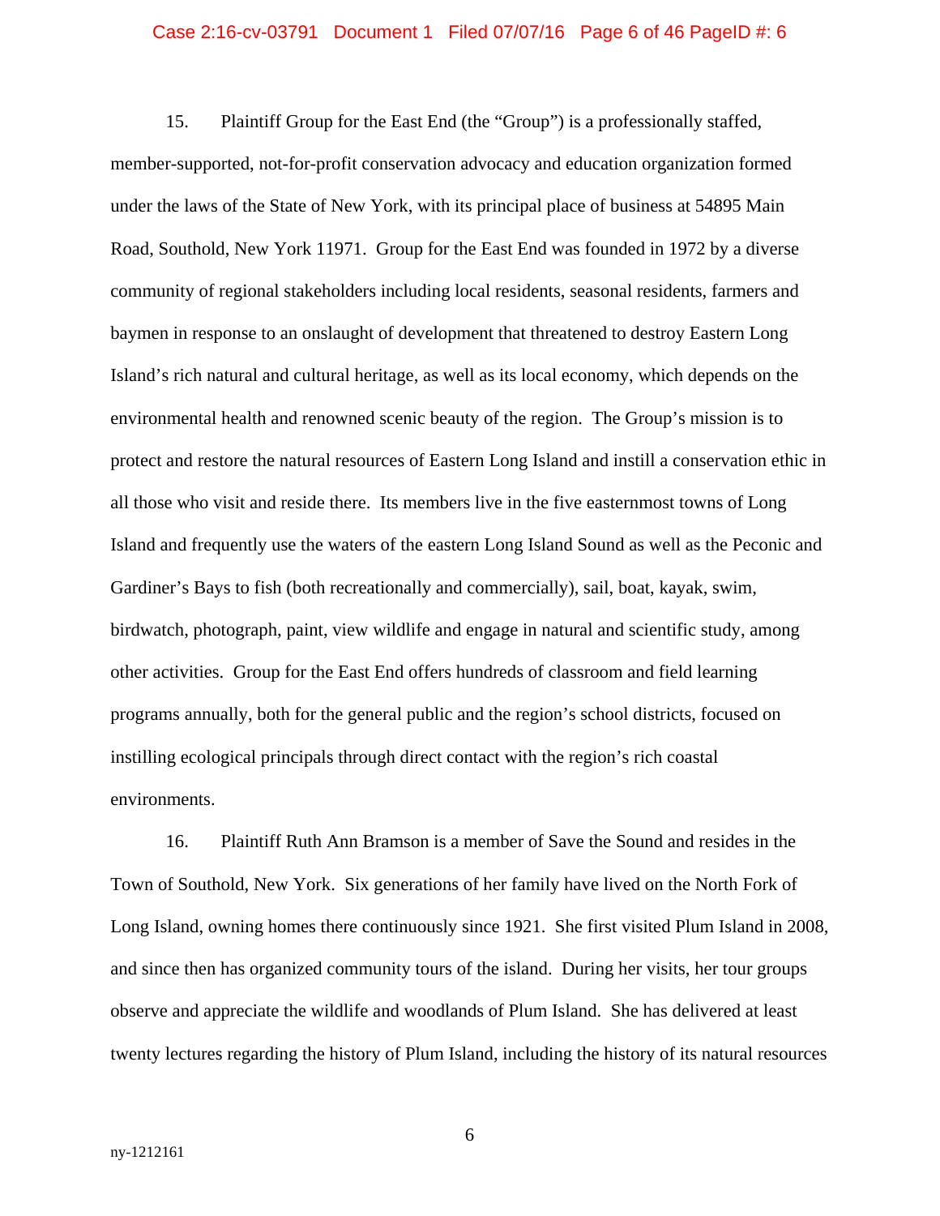15. Plaintiff Group for the East End (the "Group") is a professionally staffed, member-supported, not-for-profit conservation advocacy and education organization formed under the laws of the State of New York, with its principal place of business at 54895 Main Road, Southold, New York 11971. Group for the East End was founded in 1972 by a diverse community of regional stakeholders including local residents, seasonal residents, farmers and baymen in response to an onslaught of development that threatened to destroy Eastern Long Island's rich natural and cultural heritage, as well as its local economy, which depends on the environmental health and renowned scenic beauty of the region. The Group's mission is to protect and restore the natural resources of Eastern Long Island and instill a conservation ethic in all those who visit and reside there. Its members live in the five easternmost towns of Long Island and frequently use the waters of the eastern Long Island Sound as well as the Peconic and Gardiner's Bays to fish (both recreationally and commercially), sail, boat, kayak, swim, birdwatch, photograph, paint, view wildlife and engage in natural and scientific study, among other activities. Group for the East End offers hundreds of classroom and field learning programs annually, both for the general public and the region's school districts, focused on instilling ecological principals through direct contact with the region's rich coastal environments.

16. Plaintiff Ruth Ann Bramson is a member of Save the Sound and resides in the Town of Southold, New York. Six generations of her family have lived on the North Fork of Long Island, owning homes there continuously since 1921. She first visited Plum Island in 2008, and since then has organized community tours of the island. During her visits, her tour groups observe and appreciate the wildlife and woodlands of Plum Island. She has delivered at least twenty lectures regarding the history of Plum Island, including the history of its natural resources

ny-1212161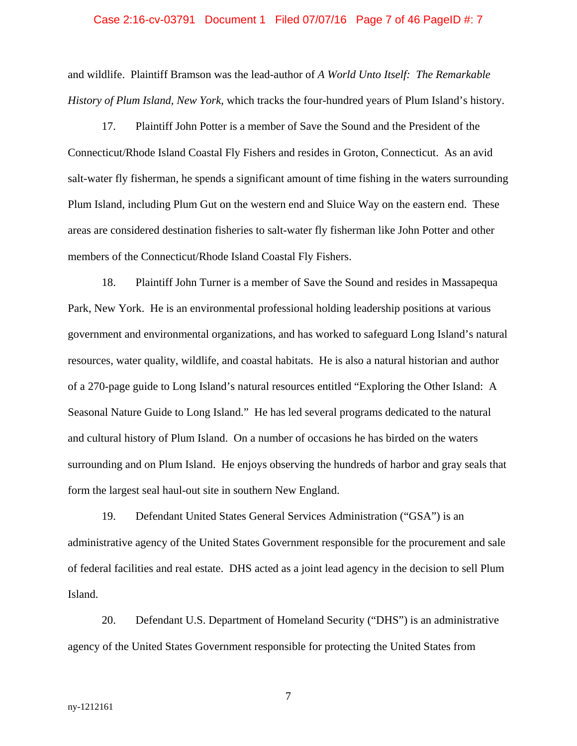and wildlife. Plaintiff Bramson was the lead-author of *A World Unto Itself: The Remarkable History of Plum Island, New York*, which tracks the four-hundred years of Plum Island's history.

17. Plaintiff John Potter is a member of Save the Sound and the President of the Connecticut/Rhode Island Coastal Fly Fishers and resides in Groton, Connecticut. As an avid salt-water fly fisherman, he spends a significant amount of time fishing in the waters surrounding Plum Island, including Plum Gut on the western end and Sluice Way on the eastern end. These areas are considered destination fisheries to salt-water fly fisherman like John Potter and other members of the Connecticut/Rhode Island Coastal Fly Fishers.

18. Plaintiff John Turner is a member of Save the Sound and resides in Massapequa Park, New York. He is an environmental professional holding leadership positions at various government and environmental organizations, and has worked to safeguard Long Island's natural resources, water quality, wildlife, and coastal habitats. He is also a natural historian and author of a 270-page guide to Long Island's natural resources entitled "Exploring the Other Island: A Seasonal Nature Guide to Long Island." He has led several programs dedicated to the natural and cultural history of Plum Island. On a number of occasions he has birded on the waters surrounding and on Plum Island. He enjoys observing the hundreds of harbor and gray seals that form the largest seal haul-out site in southern New England.

19. Defendant United States General Services Administration ("GSA") is an administrative agency of the United States Government responsible for the procurement and sale of federal facilities and real estate. DHS acted as a joint lead agency in the decision to sell Plum Island.

20. Defendant U.S. Department of Homeland Security ("DHS") is an administrative agency of the United States Government responsible for protecting the United States from

ny-1212161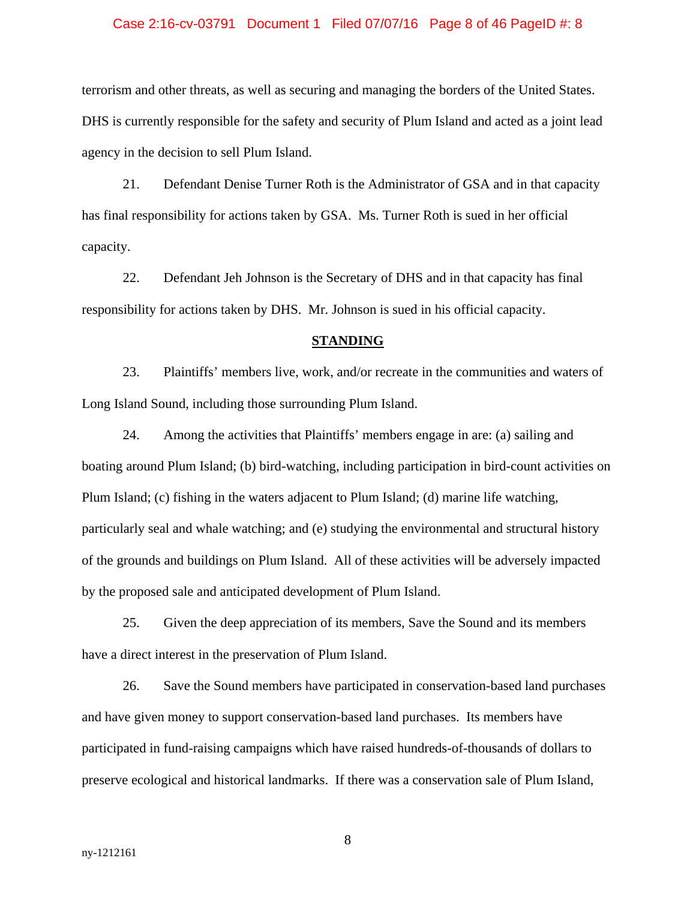terrorism and other threats, as well as securing and managing the borders of the United States. DHS is currently responsible for the safety and security of Plum Island and acted as a joint lead agency in the decision to sell Plum Island.

21. Defendant Denise Turner Roth is the Administrator of GSA and in that capacity has final responsibility for actions taken by GSA. Ms. Turner Roth is sued in her official capacity.

22. Defendant Jeh Johnson is the Secretary of DHS and in that capacity has final responsibility for actions taken by DHS. Mr. Johnson is sued in his official capacity.

## STANDING

23. Plaintiffs' members live, work, and/or recreate in the communities and waters of Long Island Sound, including those surrounding Plum Island.

24. Among the activities that Plaintiffs' members engage in are: (a) sailing and boating around Plum Island; (b) bird-watching, including participation in bird-count activities on Plum Island; (c) fishing in the waters adjacent to Plum Island; (d) marine life watching, particularly seal and whale watching; and (e) studying the environmental and structural history of the grounds and buildings on Plum Island. All of these activities will be adversely impacted by the proposed sale and anticipated development of Plum Island.

25. Given the deep appreciation of its members, Save the Sound and its members have a direct interest in the preservation of Plum Island.

26. Save the Sound members have participated in conservation-based land purchases and have given money to support conservation-based land purchases. Its members have participated in fund-raising campaigns which have raised hundreds-of-thousands of dollars to preserve ecological and historical landmarks. If there was a conservation sale of Plum Island,

ny-1212161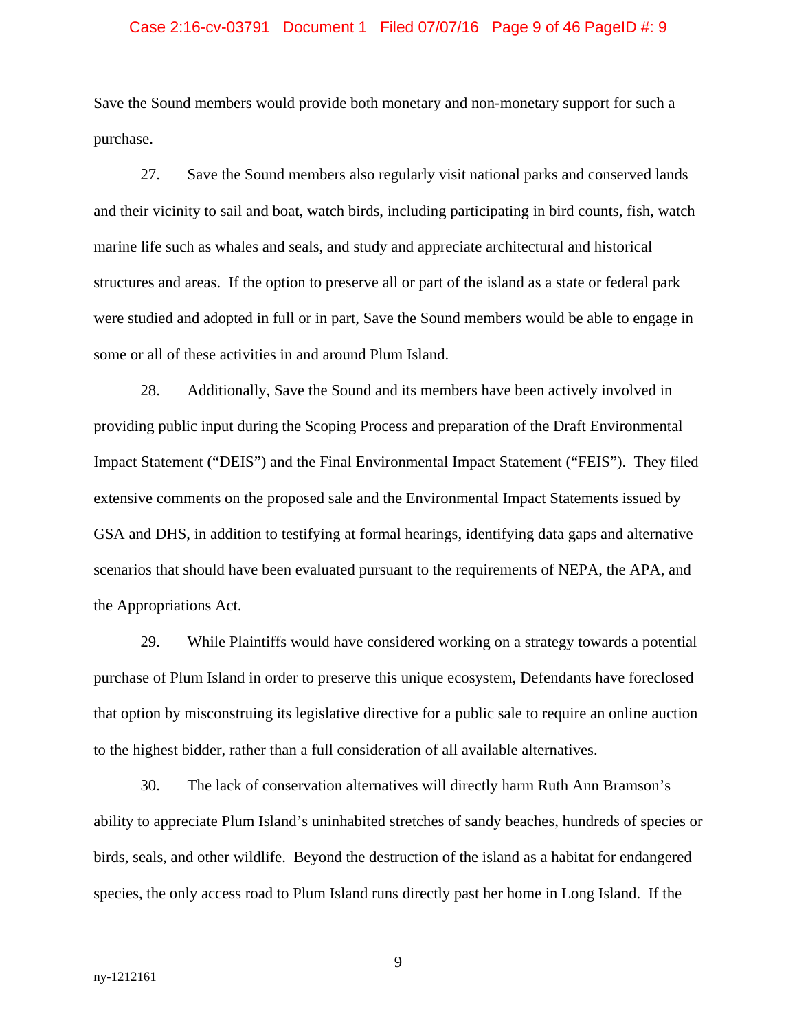Save the Sound members would provide both monetary and non-monetary support for such a purchase.

27. Save the Sound members also regularly visit national parks and conserved lands and their vicinity to sail and boat, watch birds, including participating in bird counts, fish, watch marine life such as whales and seals, and study and appreciate architectural and historical structures and areas. If the option to preserve all or part of the island as a state or federal park were studied and adopted in full or in part, Save the Sound members would be able to engage in some or all of these activities in and around Plum Island.

28. Additionally, Save the Sound and its members have been actively involved in providing public input during the Scoping Process and preparation of the Draft Environmental Impact Statement ("DEIS") and the Final Environmental Impact Statement ("FEIS"). They filed extensive comments on the proposed sale and the Environmental Impact Statements issued by GSA and DHS, in addition to testifying at formal hearings, identifying data gaps and alternative scenarios that should have been evaluated pursuant to the requirements of NEPA, the APA, and the Appropriations Act.

29. While Plaintiffs would have considered working on a strategy towards a potential purchase of Plum Island in order to preserve this unique ecosystem, Defendants have foreclosed that option by misconstruing its legislative directive for a public sale to require an online auction to the highest bidder, rather than a full consideration of all available alternatives.

30. The lack of conservation alternatives will directly harm Ruth Ann Bramson's ability to appreciate Plum Island's uninhabited stretches of sandy beaches, hundreds of species or birds, seals, and other wildlife. Beyond the destruction of the island as a habitat for endangered species, the only access road to Plum Island runs directly past her home in Long Island. If the

ny-1212161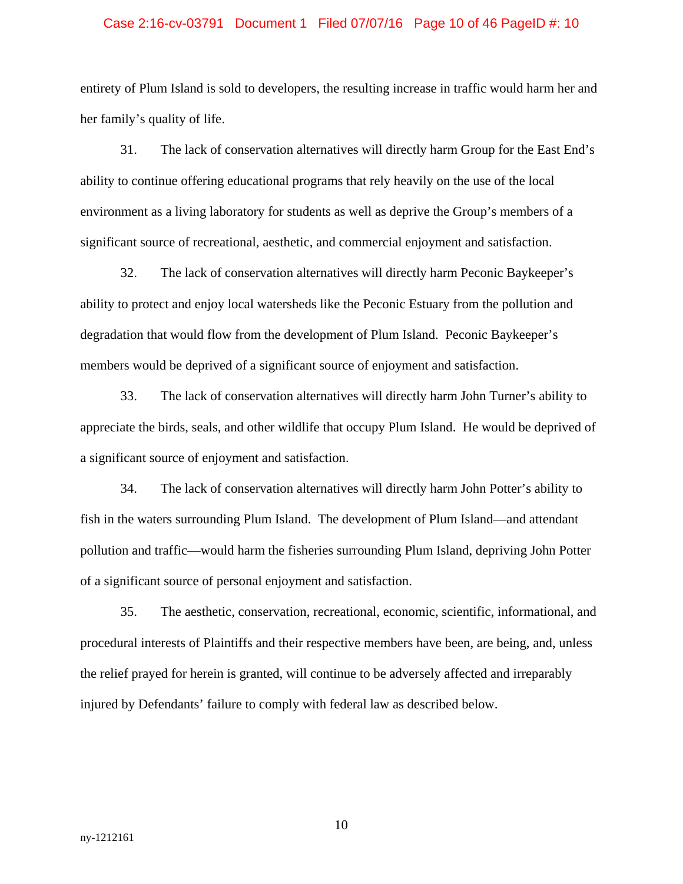entirety of Plum Island is sold to developers, the resulting increase in traffic would harm her and her family's quality of life.

31. The lack of conservation alternatives will directly harm Group for the East End's ability to continue offering educational programs that rely heavily on the use of the local environment as a living laboratory for students as well as deprive the Group's members of a significant source of recreational, aesthetic, and commercial enjoyment and satisfaction.

32. The lack of conservation alternatives will directly harm Peconic Baykeeper's ability to protect and enjoy local watersheds like the Peconic Estuary from the pollution and degradation that would flow from the development of Plum Island. Peconic Baykeeper's members would be deprived of a significant source of enjoyment and satisfaction.

33. The lack of conservation alternatives will directly harm John Turner's ability to appreciate the birds, seals, and other wildlife that occupy Plum Island. He would be deprived of a significant source of enjoyment and satisfaction.

34. The lack of conservation alternatives will directly harm John Potter's ability to fish in the waters surrounding Plum Island. The development of Plum Island—and attendant pollution and traffic—would harm the fisheries surrounding Plum Island, depriving John Potter of a significant source of personal enjoyment and satisfaction.

35. The aesthetic, conservation, recreational, economic, scientific, informational, and procedural interests of Plaintiffs and their respective members have been, are being, and, unless the relief prayed for herein is granted, will continue to be adversely affected and irreparably injured by Defendants' failure to comply with federal law as described below.

ny-1212161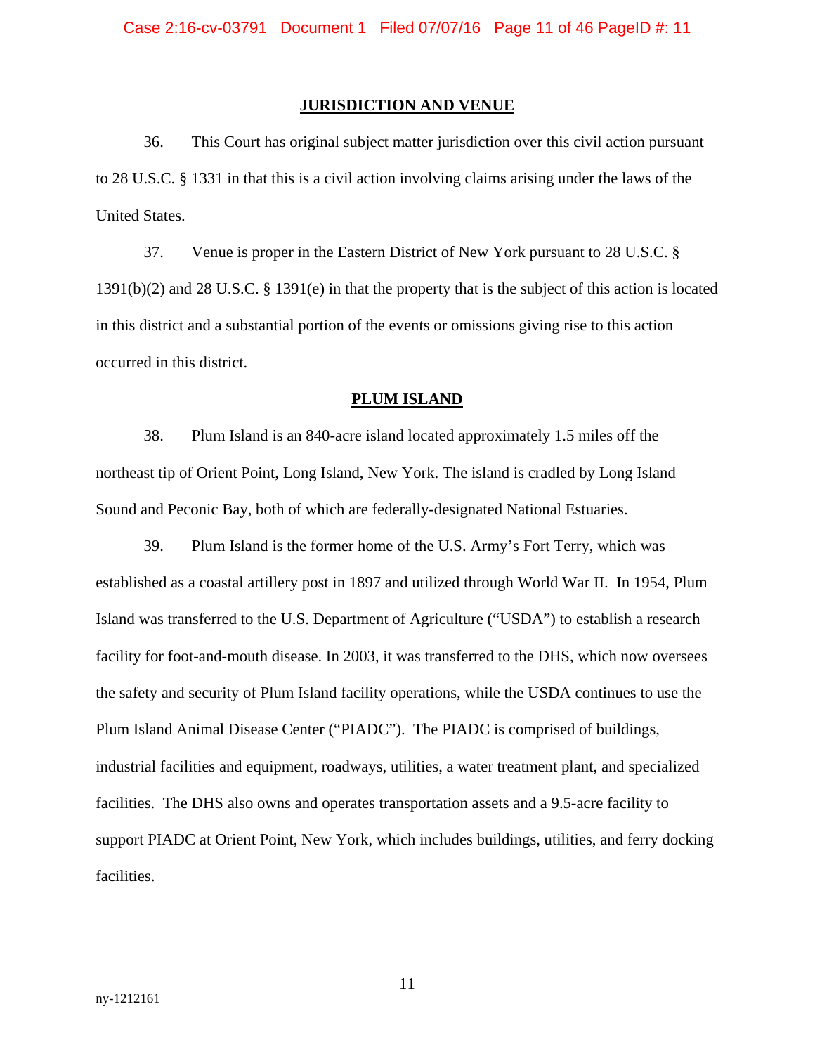## JURISDICTION AND VENUE

36. This Court has original subject matter jurisdiction over this civil action pursuant to 28 U.S.C. § 1331 in that this is a civil action involving claims arising under the laws of the United States.

37. Venue is proper in the Eastern District of New York pursuant to 28 U.S.C. § 1391(b)(2) and 28 U.S.C. § 1391(e) in that the property that is the subject of this action is located in this district and a substantial portion of the events or omissions giving rise to this action occurred in this district.

## PLUM ISLAND

38. Plum Island is an 840-acre island located approximately 1.5 miles off the northeast tip of Orient Point, Long Island, New York. The island is cradled by Long Island Sound and Peconic Bay, both of which are federally-designated National Estuaries.

39. Plum Island is the former home of the U.S. Army's Fort Terry, which was established as a coastal artillery post in 1897 and utilized through World War II. In 1954, Plum Island was transferred to the U.S. Department of Agriculture ("USDA") to establish a research facility for foot-and-mouth disease. In 2003, it was transferred to the DHS, which now oversees the safety and security of Plum Island facility operations, while the USDA continues to use the Plum Island Animal Disease Center ("PIADC"). The PIADC is comprised of buildings, industrial facilities and equipment, roadways, utilities, a water treatment plant, and specialized facilities. The DHS also owns and operates transportation assets and a 9.5-acre facility to support PIADC at Orient Point, New York, which includes buildings, utilities, and ferry docking facilities.

ny-1212161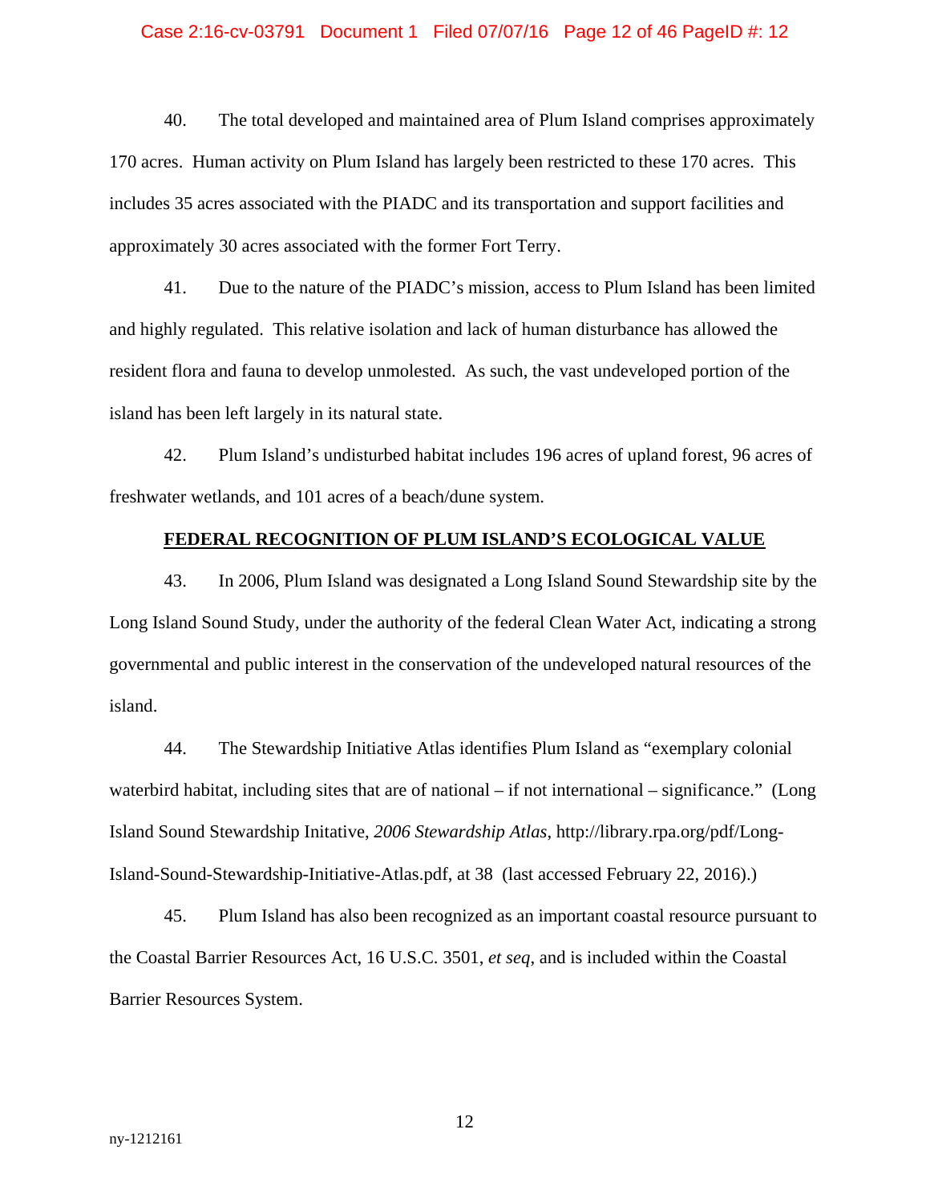40. The total developed and maintained area of Plum Island comprises approximately 170 acres. Human activity on Plum Island has largely been restricted to these 170 acres. This includes 35 acres associated with the PIADC and its transportation and support facilities and approximately 30 acres associated with the former Fort Terry.

41. Due to the nature of the PIADC's mission, access to Plum Island has been limited and highly regulated. This relative isolation and lack of human disturbance has allowed the resident flora and fauna to develop unmolested. As such, the vast undeveloped portion of the island has been left largely in its natural state.

42. Plum Island's undisturbed habitat includes 196 acres of upland forest, 96 acres of freshwater wetlands, and 101 acres of a beach/dune system.

**FEDERAL RECOGNITION OF PLUM ISLAND'S ECOLOGICAL VALUE**

43. In 2006, Plum Island was designated a Long Island Sound Stewardship site by the Long Island Sound Study, under the authority of the federal Clean Water Act, indicating a strong governmental and public interest in the conservation of the undeveloped natural resources of the island.

44. The Stewardship Initiative Atlas identifies Plum Island as "exemplary colonial waterbird habitat, including sites that are of national – if not international – significance." (Long Island Sound Stewardship Initative, *2006 Stewardship Atlas*, http://library.rpa.org/pdf/Long-Island-Sound-Stewardship-Initiative-Atlas.pdf, at 38 (last accessed February 22, 2016).)

45. Plum Island has also been recognized as an important coastal resource pursuant to the Coastal Barrier Resources Act, 16 U.S.C. 3501, *et seq*, and is included within the Coastal Barrier Resources System.

ny-1212161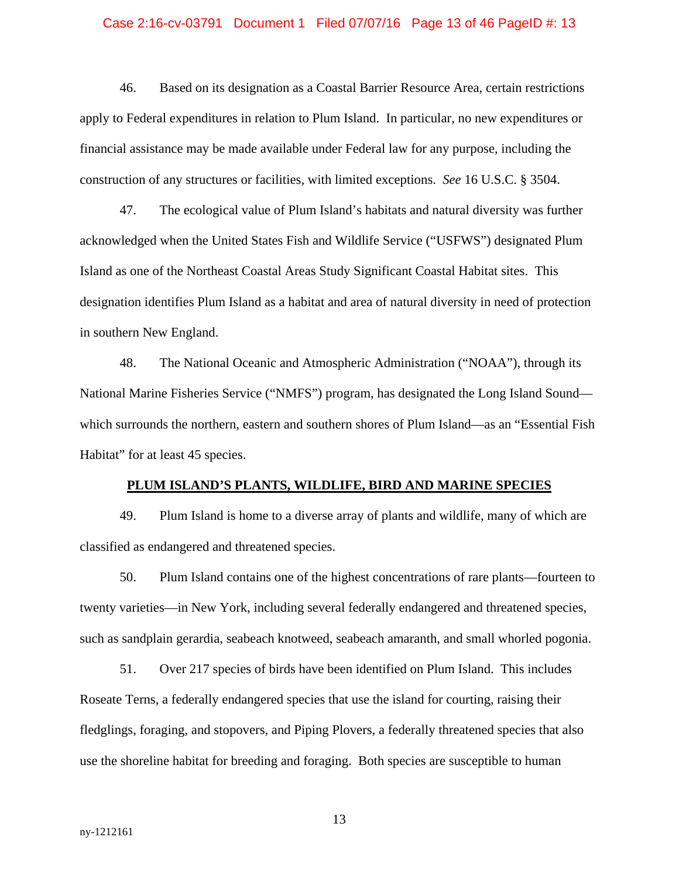46. Based on its designation as a Coastal Barrier Resource Area, certain restrictions apply to Federal expenditures in relation to Plum Island. In particular, no new expenditures or financial assistance may be made available under Federal law for any purpose, including the construction of any structures or facilities, with limited exceptions. *See* 16 U.S.C. § 3504.

47. The ecological value of Plum Island's habitats and natural diversity was further acknowledged when the United States Fish and Wildlife Service ("USFWS") designated Plum Island as one of the Northeast Coastal Areas Study Significant Coastal Habitat sites. This designation identifies Plum Island as a habitat and area of natural diversity in need of protection in southern New England.

48. The National Oceanic and Atmospheric Administration ("NOAA"), through its National Marine Fisheries Service ("NMFS") program, has designated the Long Island Sound—which surrounds the northern, eastern and southern shores of Plum Island—as an "Essential Fish Habitat" for at least 45 species.

## PLUM ISLAND'S PLANTS, WILDLIFE, BIRD AND MARINE SPECIES

49. Plum Island is home to a diverse array of plants and wildlife, many of which are classified as endangered and threatened species.

50. Plum Island contains one of the highest concentrations of rare plants—fourteen to twenty varieties—in New York, including several federally endangered and threatened species, such as sandplain gerardia, seabeach knotweed, seabeach amaranth, and small whorled pogonia.

51. Over 217 species of birds have been identified on Plum Island. This includes Roseate Terns, a federally endangered species that use the island for courting, raising their fledglings, foraging, and stopovers, and Piping Plovers, a federally threatened species that also use the shoreline habitat for breeding and foraging. Both species are susceptible to human

ny-1212161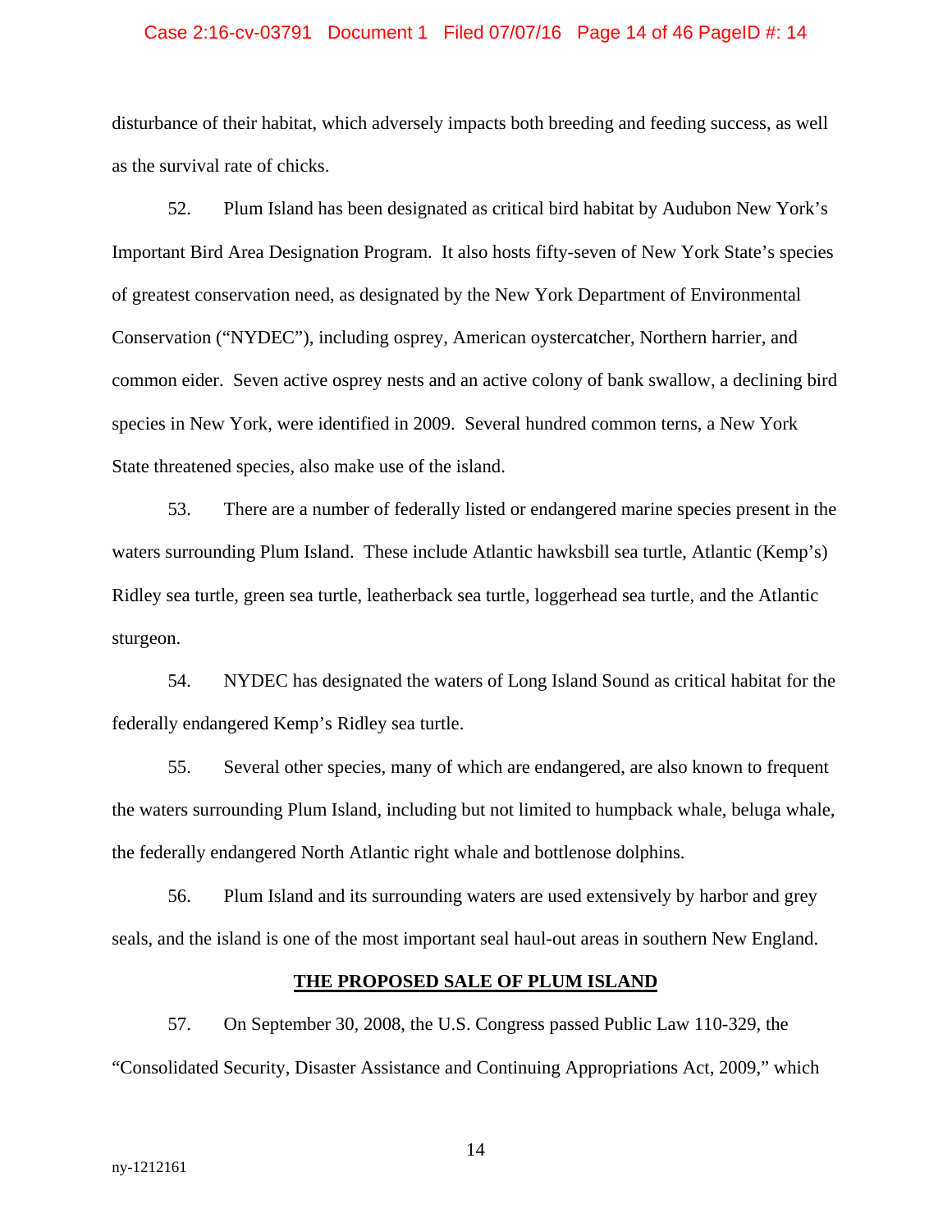disturbance of their habitat, which adversely impacts both breeding and feeding success, as well as the survival rate of chicks.

52. Plum Island has been designated as critical bird habitat by Audubon New York's Important Bird Area Designation Program. It also hosts fifty-seven of New York State's species of greatest conservation need, as designated by the New York Department of Environmental Conservation ("NYDEC"), including osprey, American oystercatcher, Northern harrier, and common eider. Seven active osprey nests and an active colony of bank swallow, a declining bird species in New York, were identified in 2009. Several hundred common terns, a New York State threatened species, also make use of the island.

53. There are a number of federally listed or endangered marine species present in the waters surrounding Plum Island. These include Atlantic hawksbill sea turtle, Atlantic (Kemp's) Ridley sea turtle, green sea turtle, leatherback sea turtle, loggerhead sea turtle, and the Atlantic sturgeon.

54. NYDEC has designated the waters of Long Island Sound as critical habitat for the federally endangered Kemp's Ridley sea turtle.

55. Several other species, many of which are endangered, are also known to frequent the waters surrounding Plum Island, including but not limited to humpback whale, beluga whale, the federally endangered North Atlantic right whale and bottlenose dolphins.

56. Plum Island and its surrounding waters are used extensively by harbor and grey seals, and the island is one of the most important seal haul-out areas in southern New England.

## THE PROPOSED SALE OF PLUM ISLAND

57. On September 30, 2008, the U.S. Congress passed Public Law 110-329, the "Consolidated Security, Disaster Assistance and Continuing Appropriations Act, 2009," which

ny-1212161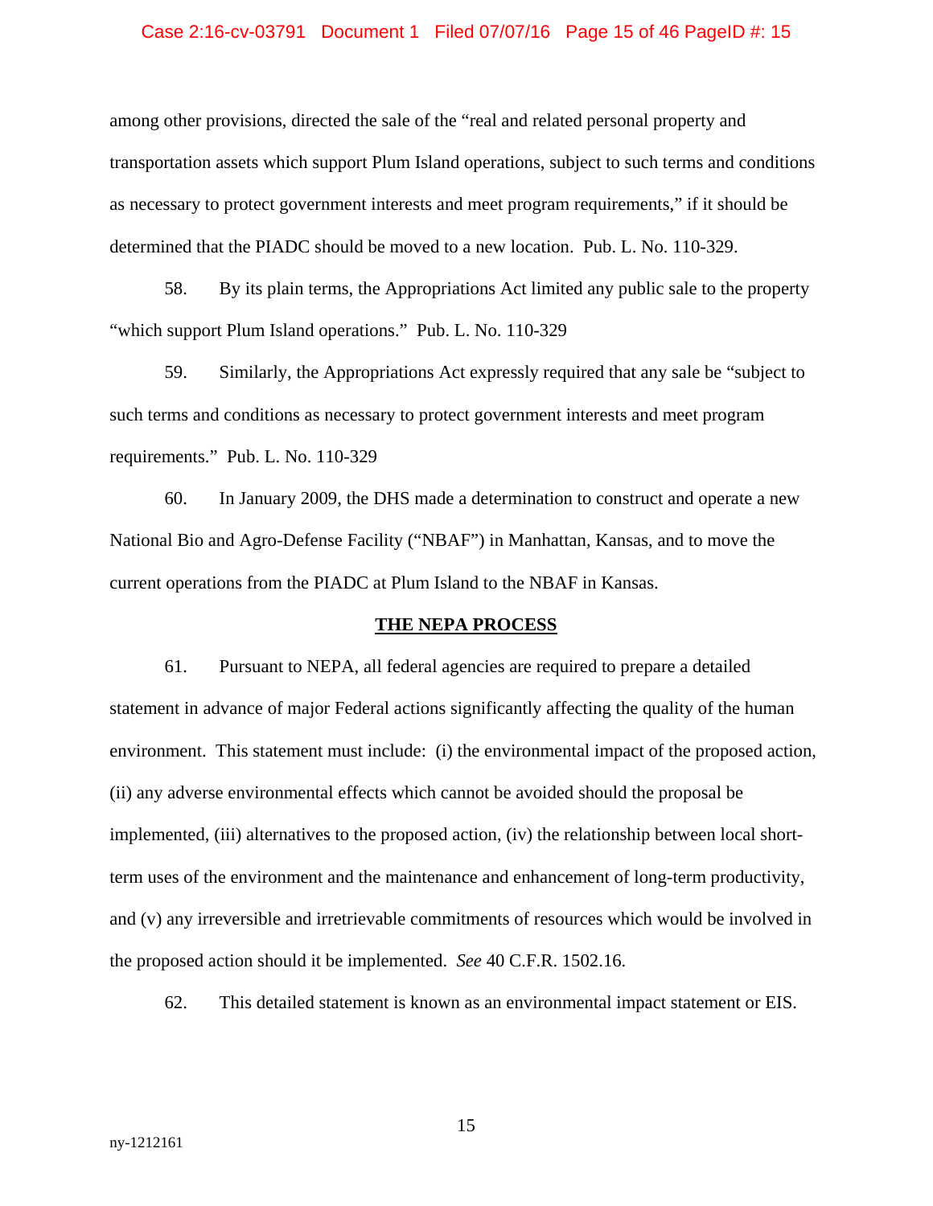among other provisions, directed the sale of the "real and related personal property and transportation assets which support Plum Island operations, subject to such terms and conditions as necessary to protect government interests and meet program requirements," if it should be determined that the PIADC should be moved to a new location. Pub. L. No. 110-329.

58. By its plain terms, the Appropriations Act limited any public sale to the property "which support Plum Island operations." Pub. L. No. 110-329

59. Similarly, the Appropriations Act expressly required that any sale be "subject to such terms and conditions as necessary to protect government interests and meet program requirements." Pub. L. No. 110-329

60. In January 2009, the DHS made a determination to construct and operate a new National Bio and Agro-Defense Facility ("NBAF") in Manhattan, Kansas, and to move the current operations from the PIADC at Plum Island to the NBAF in Kansas.

**THE NEPA PROCESS**

61. Pursuant to NEPA, all federal agencies are required to prepare a detailed statement in advance of major Federal actions significantly affecting the quality of the human environment. This statement must include: (i) the environmental impact of the proposed action, (ii) any adverse environmental effects which cannot be avoided should the proposal be implemented, (iii) alternatives to the proposed action, (iv) the relationship between local short-term uses of the environment and the maintenance and enhancement of long-term productivity, and (v) any irreversible and irretrievable commitments of resources which would be involved in the proposed action should it be implemented. *See* 40 C.F.R. 1502.16.

62. This detailed statement is known as an environmental impact statement or EIS.

ny-1212161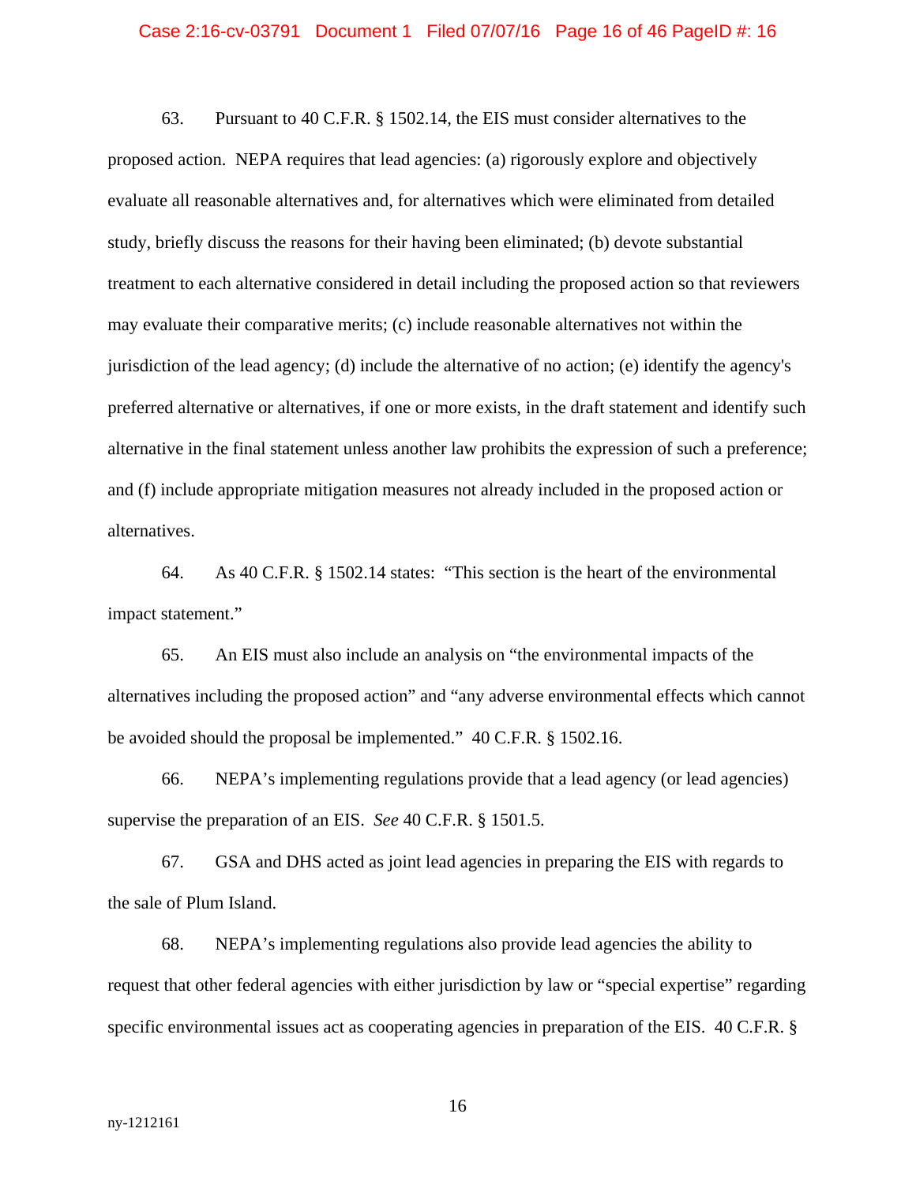63. Pursuant to 40 C.F.R. § 1502.14, the EIS must consider alternatives to the proposed action. NEPA requires that lead agencies: (a) rigorously explore and objectively evaluate all reasonable alternatives and, for alternatives which were eliminated from detailed study, briefly discuss the reasons for their having been eliminated; (b) devote substantial treatment to each alternative considered in detail including the proposed action so that reviewers may evaluate their comparative merits; (c) include reasonable alternatives not within the jurisdiction of the lead agency; (d) include the alternative of no action; (e) identify the agency's preferred alternative or alternatives, if one or more exists, in the draft statement and identify such alternative in the final statement unless another law prohibits the expression of such a preference; and (f) include appropriate mitigation measures not already included in the proposed action or alternatives.

64. As 40 C.F.R. § 1502.14 states: "This section is the heart of the environmental impact statement."

65. An EIS must also include an analysis on "the environmental impacts of the alternatives including the proposed action" and "any adverse environmental effects which cannot be avoided should the proposal be implemented." 40 C.F.R. § 1502.16.

66. NEPA's implementing regulations provide that a lead agency (or lead agencies) supervise the preparation of an EIS. *See* 40 C.F.R. § 1501.5.

67. GSA and DHS acted as joint lead agencies in preparing the EIS with regards to the sale of Plum Island.

68. NEPA's implementing regulations also provide lead agencies the ability to request that other federal agencies with either jurisdiction by law or "special expertise" regarding specific environmental issues act as cooperating agencies in preparation of the EIS. 40 C.F.R. §

ny-1212161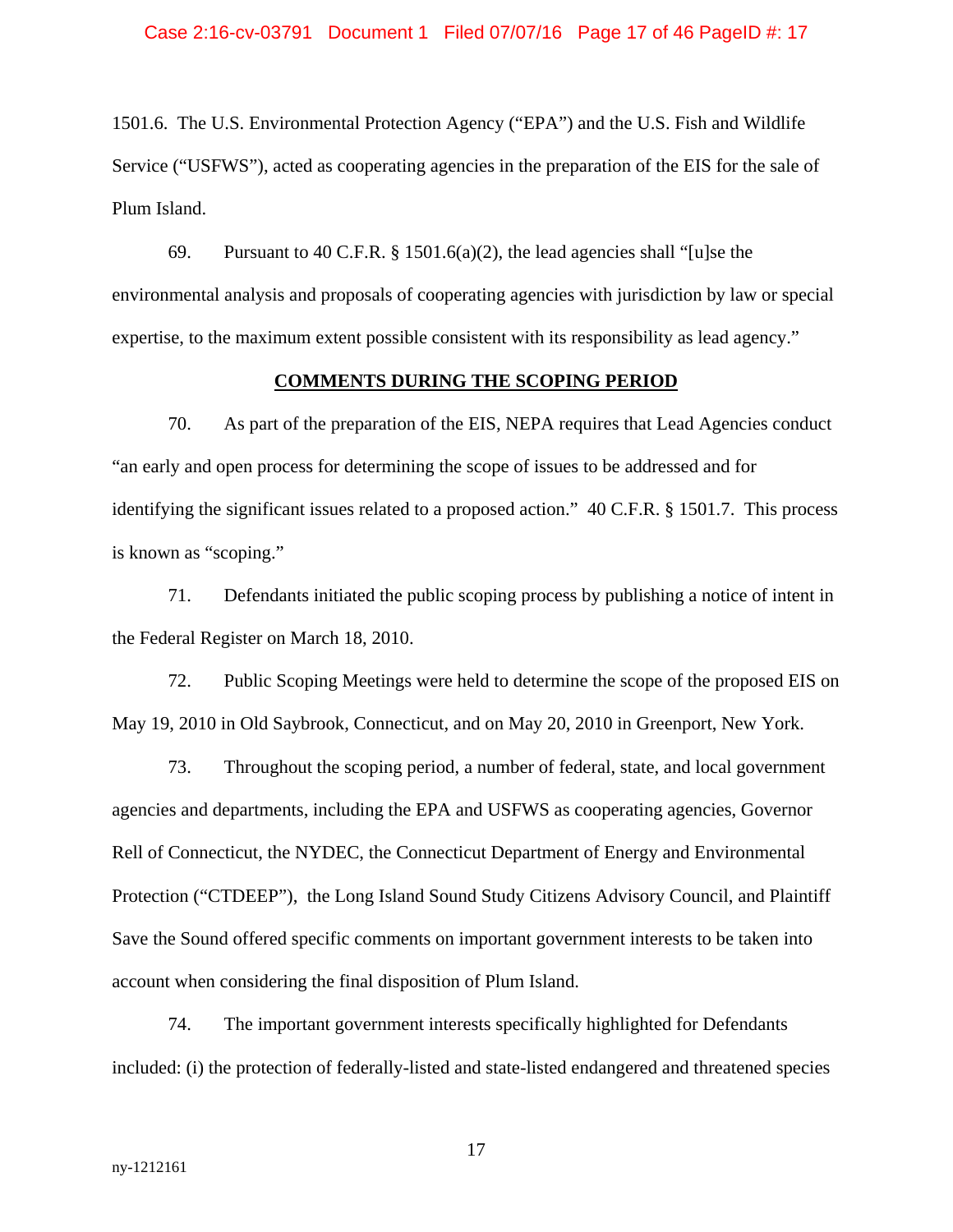1501.6. The U.S. Environmental Protection Agency ("EPA") and the U.S. Fish and Wildlife Service ("USFWS"), acted as cooperating agencies in the preparation of the EIS for the sale of Plum Island.

69. Pursuant to 40 C.F.R. § 1501.6(a)(2), the lead agencies shall "[u]se the environmental analysis and proposals of cooperating agencies with jurisdiction by law or special expertise, to the maximum extent possible consistent with its responsibility as lead agency."

**COMMENTS DURING THE SCOPING PERIOD**

70. As part of the preparation of the EIS, NEPA requires that Lead Agencies conduct "an early and open process for determining the scope of issues to be addressed and for identifying the significant issues related to a proposed action." 40 C.F.R. § 1501.7. This process is known as "scoping."

71. Defendants initiated the public scoping process by publishing a notice of intent in the Federal Register on March 18, 2010.

72. Public Scoping Meetings were held to determine the scope of the proposed EIS on May 19, 2010 in Old Saybrook, Connecticut, and on May 20, 2010 in Greenport, New York.

73. Throughout the scoping period, a number of federal, state, and local government agencies and departments, including the EPA and USFWS as cooperating agencies, Governor Rell of Connecticut, the NYDEC, the Connecticut Department of Energy and Environmental Protection ("CTDEEP"), the Long Island Sound Study Citizens Advisory Council, and Plaintiff Save the Sound offered specific comments on important government interests to be taken into account when considering the final disposition of Plum Island.

74. The important government interests specifically highlighted for Defendants included: (i) the protection of federally-listed and state-listed endangered and threatened species

ny-1212161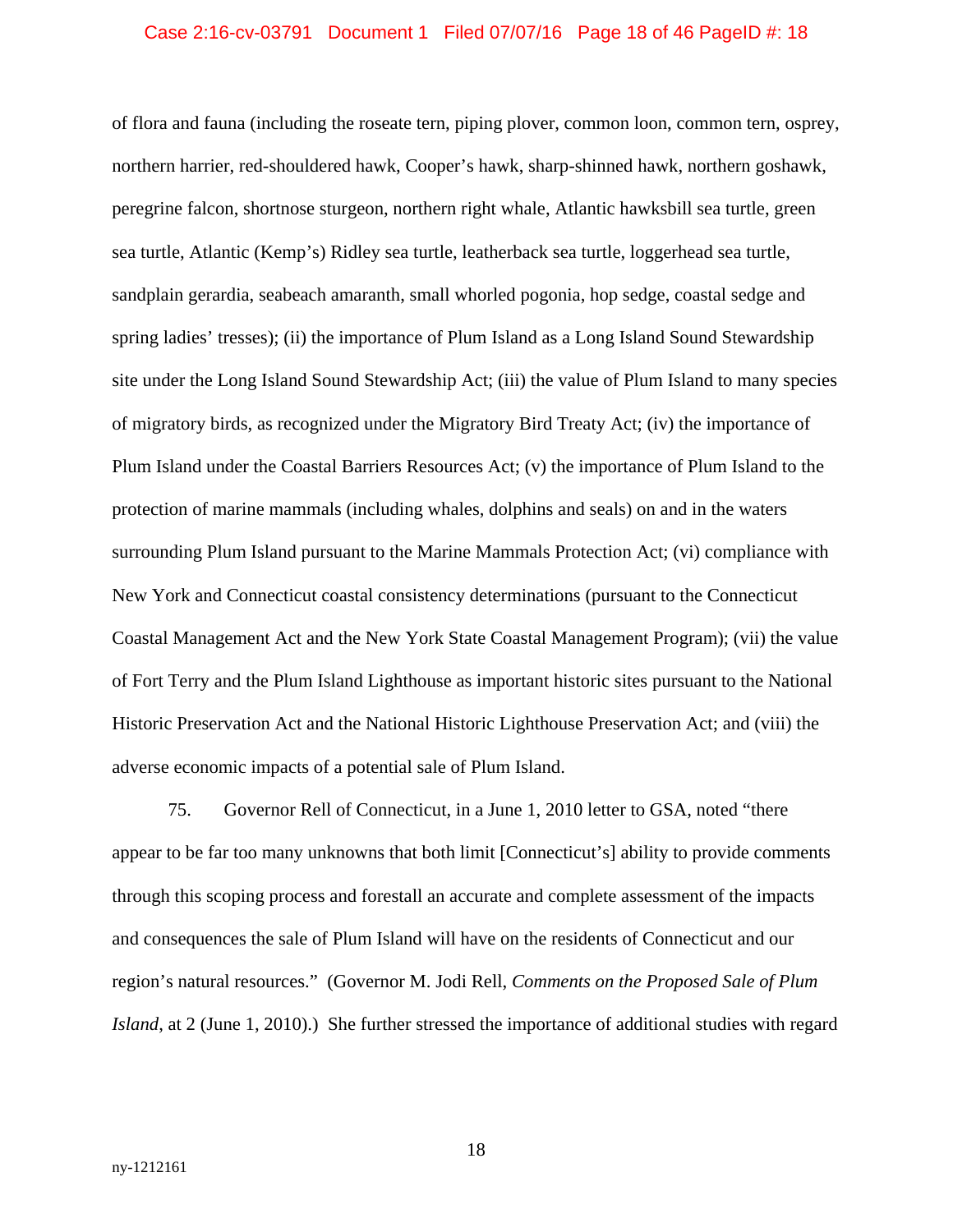of flora and fauna (including the roseate tern, piping plover, common loon, common tern, osprey, northern harrier, red-shouldered hawk, Cooper's hawk, sharp-shinned hawk, northern goshawk, peregrine falcon, shortnose sturgeon, northern right whale, Atlantic hawksbill sea turtle, green sea turtle, Atlantic (Kemp's) Ridley sea turtle, leatherback sea turtle, loggerhead sea turtle, sandplain gerardia, seabeach amaranth, small whorled pogonia, hop sedge, coastal sedge and spring ladies' tresses); (ii) the importance of Plum Island as a Long Island Sound Stewardship site under the Long Island Sound Stewardship Act; (iii) the value of Plum Island to many species of migratory birds, as recognized under the Migratory Bird Treaty Act; (iv) the importance of Plum Island under the Coastal Barriers Resources Act; (v) the importance of Plum Island to the protection of marine mammals (including whales, dolphins and seals) on and in the waters surrounding Plum Island pursuant to the Marine Mammals Protection Act; (vi) compliance with New York and Connecticut coastal consistency determinations (pursuant to the Connecticut Coastal Management Act and the New York State Coastal Management Program); (vii) the value of Fort Terry and the Plum Island Lighthouse as important historic sites pursuant to the National Historic Preservation Act and the National Historic Lighthouse Preservation Act; and (viii) the adverse economic impacts of a potential sale of Plum Island.

75. Governor Rell of Connecticut, in a June 1, 2010 letter to GSA, noted "there appear to be far too many unknowns that both limit [Connecticut's] ability to provide comments through this scoping process and forestall an accurate and complete assessment of the impacts and consequences the sale of Plum Island will have on the residents of Connecticut and our region's natural resources." (Governor M. Jodi Rell, *Comments on the Proposed Sale of Plum Island*, at 2 (June 1, 2010).) She further stressed the importance of additional studies with regard

ny-1212161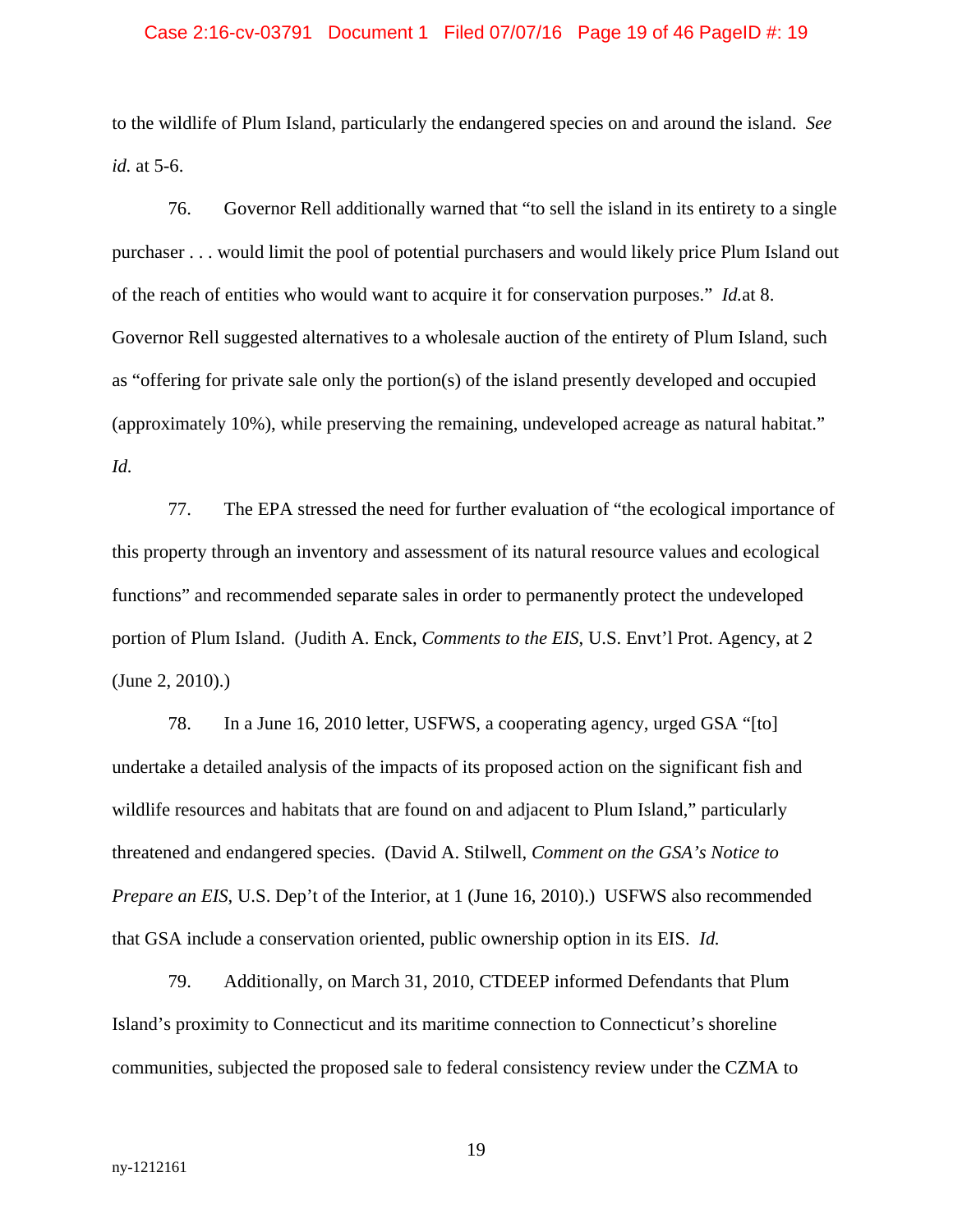to the wildlife of Plum Island, particularly the endangered species on and around the island. *See id.* at 5-6.

76. Governor Rell additionally warned that "to sell the island in its entirety to a single purchaser . . . would limit the pool of potential purchasers and would likely price Plum Island out of the reach of entities who would want to acquire it for conservation purposes." *Id.*at 8. Governor Rell suggested alternatives to a wholesale auction of the entirety of Plum Island, such as "offering for private sale only the portion(s) of the island presently developed and occupied (approximately 10%), while preserving the remaining, undeveloped acreage as natural habitat." *Id.*

77. The EPA stressed the need for further evaluation of "the ecological importance of this property through an inventory and assessment of its natural resource values and ecological functions" and recommended separate sales in order to permanently protect the undeveloped portion of Plum Island. (Judith A. Enck, *Comments to the EIS*, U.S. Envt'l Prot. Agency, at 2 (June 2, 2010).)

78. In a June 16, 2010 letter, USFWS, a cooperating agency, urged GSA "[to] undertake a detailed analysis of the impacts of its proposed action on the significant fish and wildlife resources and habitats that are found on and adjacent to Plum Island," particularly threatened and endangered species. (David A. Stilwell, *Comment on the GSA's Notice to Prepare an EIS*, U.S. Dep't of the Interior, at 1 (June 16, 2010).) USFWS also recommended that GSA include a conservation oriented, public ownership option in its EIS. *Id.*

79. Additionally, on March 31, 2010, CTDEEP informed Defendants that Plum Island's proximity to Connecticut and its maritime connection to Connecticut's shoreline communities, subjected the proposed sale to federal consistency review under the CZMA to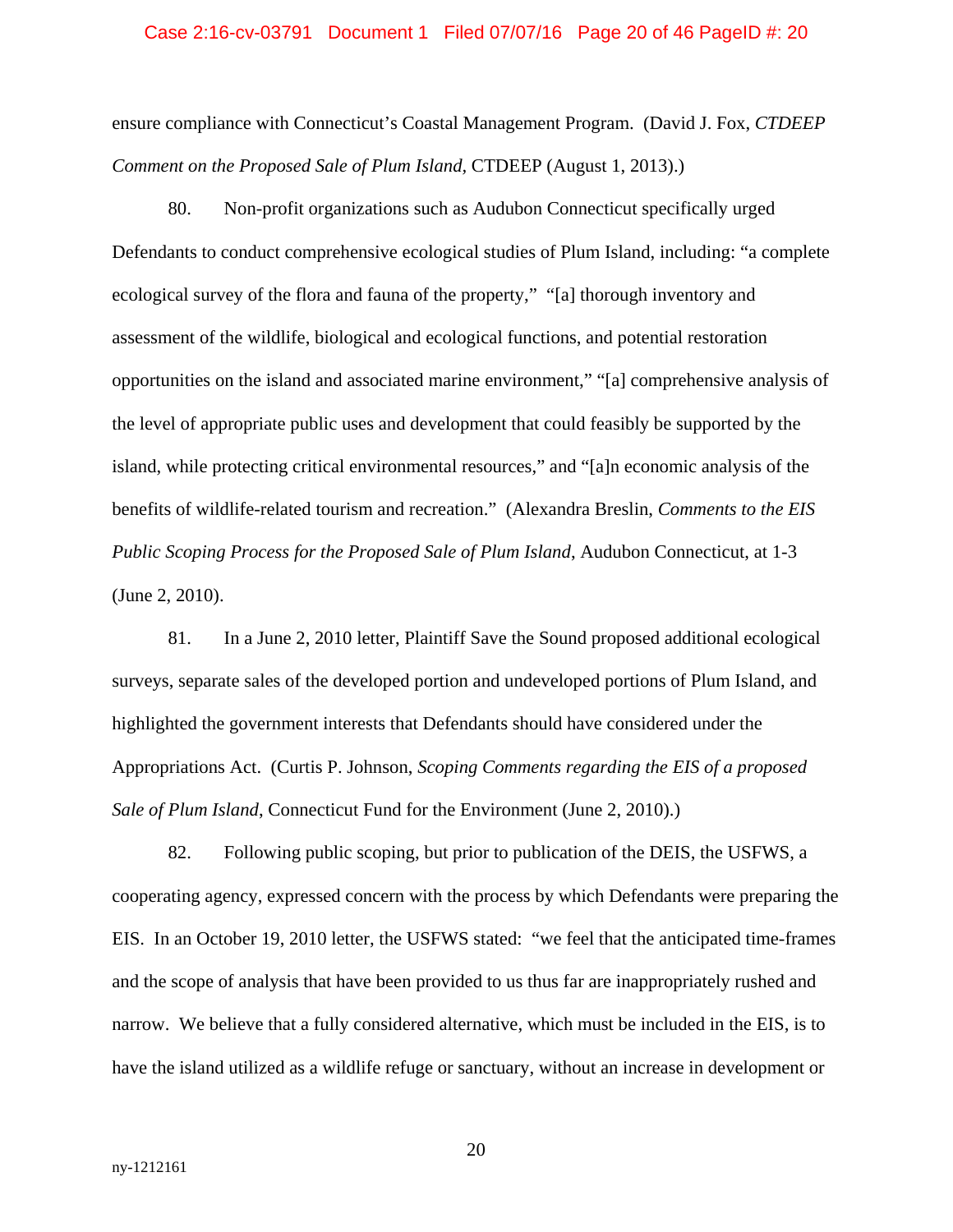ensure compliance with Connecticut's Coastal Management Program. (David J. Fox, *CTDEEP Comment on the Proposed Sale of Plum Island*, CTDEEP (August 1, 2013).)

80. Non-profit organizations such as Audubon Connecticut specifically urged Defendants to conduct comprehensive ecological studies of Plum Island, including: "a complete ecological survey of the flora and fauna of the property," "[a] thorough inventory and assessment of the wildlife, biological and ecological functions, and potential restoration opportunities on the island and associated marine environment," "[a] comprehensive analysis of the level of appropriate public uses and development that could feasibly be supported by the island, while protecting critical environmental resources," and "[a]n economic analysis of the benefits of wildlife-related tourism and recreation." (Alexandra Breslin, *Comments to the EIS Public Scoping Process for the Proposed Sale of Plum Island*, Audubon Connecticut, at 1-3 (June 2, 2010).

81. In a June 2, 2010 letter, Plaintiff Save the Sound proposed additional ecological surveys, separate sales of the developed portion and undeveloped portions of Plum Island, and highlighted the government interests that Defendants should have considered under the Appropriations Act. (Curtis P. Johnson, *Scoping Comments regarding the EIS of a proposed Sale of Plum Island*, Connecticut Fund for the Environment (June 2, 2010).)

82. Following public scoping, but prior to publication of the DEIS, the USFWS, a cooperating agency, expressed concern with the process by which Defendants were preparing the EIS. In an October 19, 2010 letter, the USFWS stated: "we feel that the anticipated time-frames and the scope of analysis that have been provided to us thus far are inappropriately rushed and narrow. We believe that a fully considered alternative, which must be included in the EIS, is to have the island utilized as a wildlife refuge or sanctuary, without an increase in development or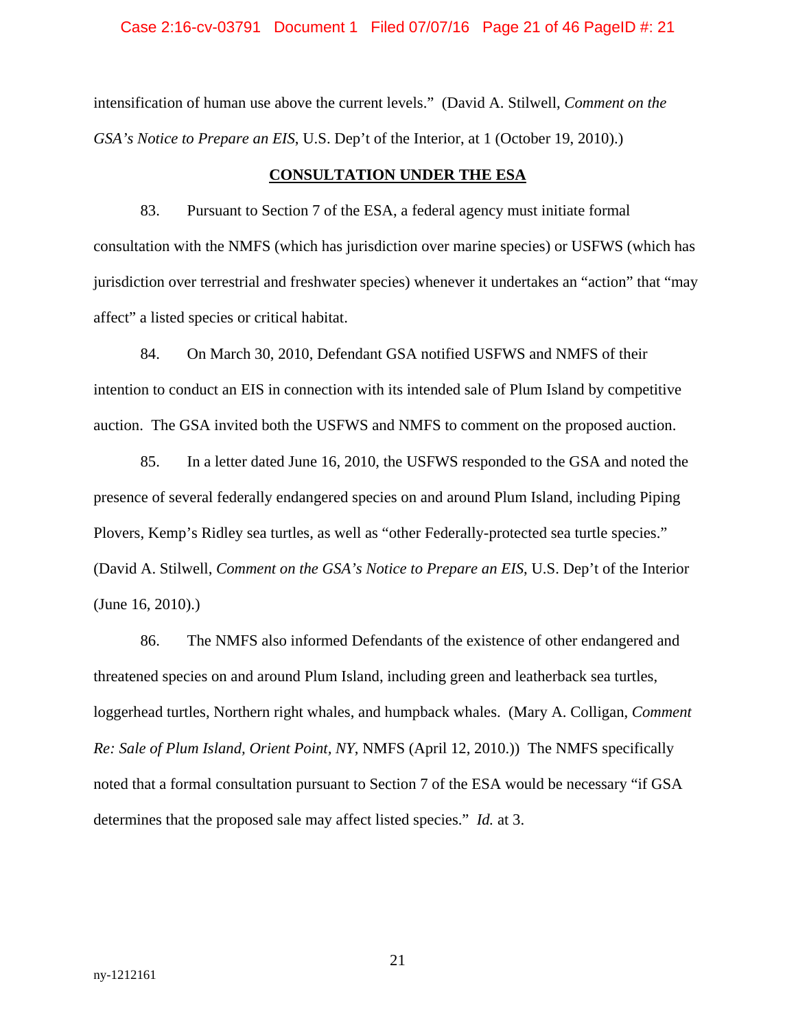intensification of human use above the current levels." (David A. Stilwell, *Comment on the GSA's Notice to Prepare an EIS*, U.S. Dep't of the Interior, at 1 (October 19, 2010).)

**CONSULTATION UNDER THE ESA**

83. Pursuant to Section 7 of the ESA, a federal agency must initiate formal consultation with the NMFS (which has jurisdiction over marine species) or USFWS (which has jurisdiction over terrestrial and freshwater species) whenever it undertakes an "action" that "may affect" a listed species or critical habitat.

84. On March 30, 2010, Defendant GSA notified USFWS and NMFS of their intention to conduct an EIS in connection with its intended sale of Plum Island by competitive auction. The GSA invited both the USFWS and NMFS to comment on the proposed auction.

85. In a letter dated June 16, 2010, the USFWS responded to the GSA and noted the presence of several federally endangered species on and around Plum Island, including Piping Plovers, Kemp's Ridley sea turtles, as well as "other Federally-protected sea turtle species." (David A. Stilwell, *Comment on the GSA's Notice to Prepare an EIS*, U.S. Dep't of the Interior (June 16, 2010).)

86. The NMFS also informed Defendants of the existence of other endangered and threatened species on and around Plum Island, including green and leatherback sea turtles, loggerhead turtles, Northern right whales, and humpback whales. (Mary A. Colligan, *Comment Re: Sale of Plum Island, Orient Point, NY*, NMFS (April 12, 2010.)) The NMFS specifically noted that a formal consultation pursuant to Section 7 of the ESA would be necessary "if GSA determines that the proposed sale may affect listed species." *Id.* at 3.

ny-1212161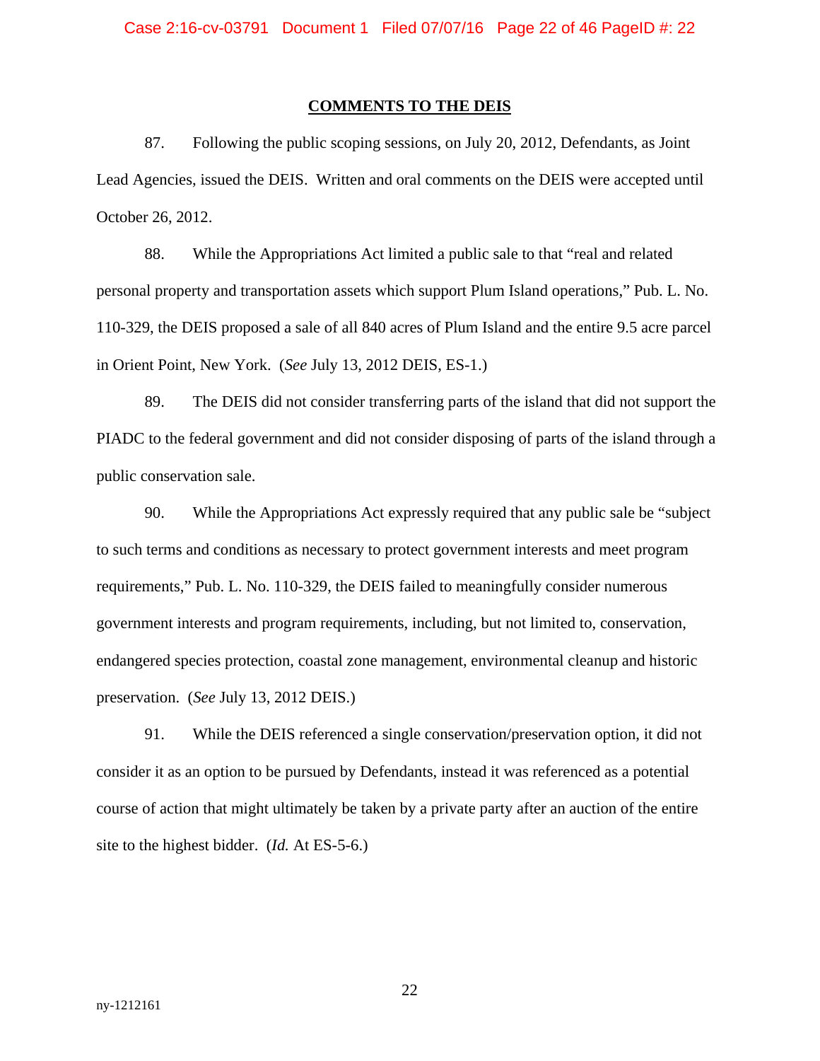## COMMENTS TO THE DEIS

87. Following the public scoping sessions, on July 20, 2012, Defendants, as Joint Lead Agencies, issued the DEIS. Written and oral comments on the DEIS were accepted until October 26, 2012.

88. While the Appropriations Act limited a public sale to that "real and related personal property and transportation assets which support Plum Island operations," Pub. L. No. 110-329, the DEIS proposed a sale of all 840 acres of Plum Island and the entire 9.5 acre parcel in Orient Point, New York. (*See* July 13, 2012 DEIS, ES-1.)

89. The DEIS did not consider transferring parts of the island that did not support the PIADC to the federal government and did not consider disposing of parts of the island through a public conservation sale.

90. While the Appropriations Act expressly required that any public sale be "subject to such terms and conditions as necessary to protect government interests and meet program requirements," Pub. L. No. 110-329, the DEIS failed to meaningfully consider numerous government interests and program requirements, including, but not limited to, conservation, endangered species protection, coastal zone management, environmental cleanup and historic preservation. (*See* July 13, 2012 DEIS.)

91. While the DEIS referenced a single conservation/preservation option, it did not consider it as an option to be pursued by Defendants, instead it was referenced as a potential course of action that might ultimately be taken by a private party after an auction of the entire site to the highest bidder. (*Id.* At ES-5-6.)

ny-1212161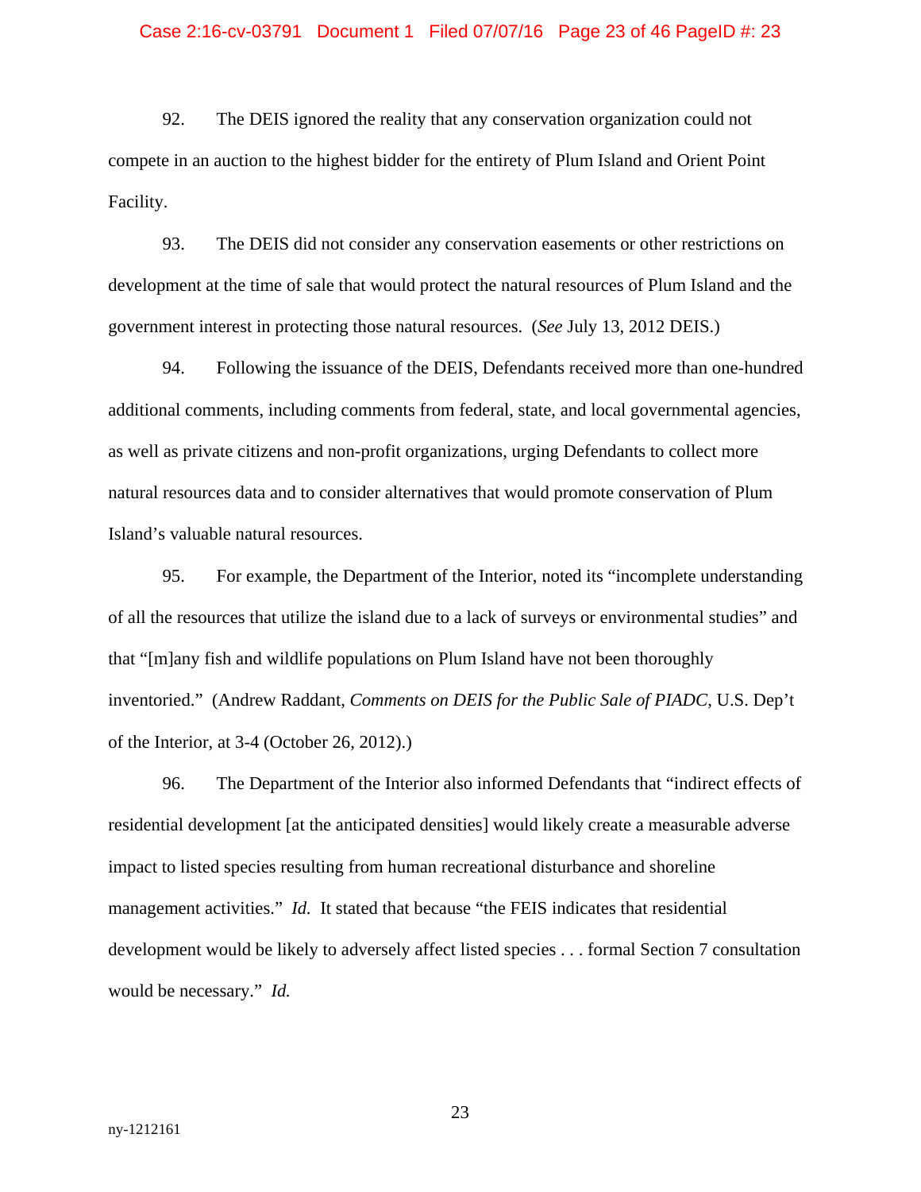92. The DEIS ignored the reality that any conservation organization could not compete in an auction to the highest bidder for the entirety of Plum Island and Orient Point Facility.

93. The DEIS did not consider any conservation easements or other restrictions on development at the time of sale that would protect the natural resources of Plum Island and the government interest in protecting those natural resources. (*See* July 13, 2012 DEIS.)

94. Following the issuance of the DEIS, Defendants received more than one-hundred additional comments, including comments from federal, state, and local governmental agencies, as well as private citizens and non-profit organizations, urging Defendants to collect more natural resources data and to consider alternatives that would promote conservation of Plum Island's valuable natural resources.

95. For example, the Department of the Interior, noted its "incomplete understanding of all the resources that utilize the island due to a lack of surveys or environmental studies" and that "[m]any fish and wildlife populations on Plum Island have not been thoroughly inventoried." (Andrew Raddant, *Comments on DEIS for the Public Sale of PIADC*, U.S. Dep't of the Interior, at 3-4 (October 26, 2012).)

96. The Department of the Interior also informed Defendants that "indirect effects of residential development [at the anticipated densities] would likely create a measurable adverse impact to listed species resulting from human recreational disturbance and shoreline management activities." *Id.* It stated that because "the FEIS indicates that residential development would be likely to adversely affect listed species . . . formal Section 7 consultation would be necessary." *Id.*

ny-1212161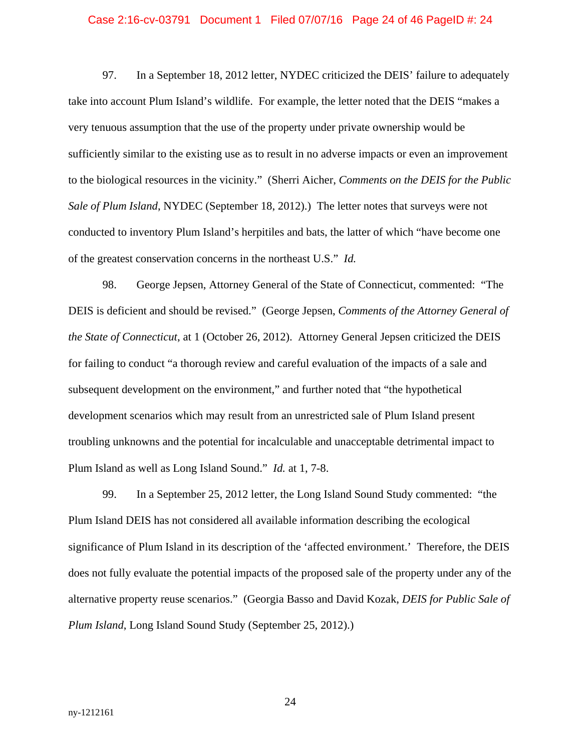97. In a September 18, 2012 letter, NYDEC criticized the DEIS' failure to adequately take into account Plum Island's wildlife. For example, the letter noted that the DEIS "makes a very tenuous assumption that the use of the property under private ownership would be sufficiently similar to the existing use as to result in no adverse impacts or even an improvement to the biological resources in the vicinity." (Sherri Aicher, *Comments on the DEIS for the Public Sale of Plum Island*, NYDEC (September 18, 2012).) The letter notes that surveys were not conducted to inventory Plum Island's herpitiles and bats, the latter of which "have become one of the greatest conservation concerns in the northeast U.S." *Id.*

98. George Jepsen, Attorney General of the State of Connecticut, commented: "The DEIS is deficient and should be revised." (George Jepsen, *Comments of the Attorney General of the State of Connecticut*, at 1 (October 26, 2012). Attorney General Jepsen criticized the DEIS for failing to conduct "a thorough review and careful evaluation of the impacts of a sale and subsequent development on the environment," and further noted that "the hypothetical development scenarios which may result from an unrestricted sale of Plum Island present troubling unknowns and the potential for incalculable and unacceptable detrimental impact to Plum Island as well as Long Island Sound." *Id.* at 1, 7-8.

99. In a September 25, 2012 letter, the Long Island Sound Study commented: "the Plum Island DEIS has not considered all available information describing the ecological significance of Plum Island in its description of the 'affected environment.' Therefore, the DEIS does not fully evaluate the potential impacts of the proposed sale of the property under any of the alternative property reuse scenarios." (Georgia Basso and David Kozak, *DEIS for Public Sale of Plum Island*, Long Island Sound Study (September 25, 2012).)

ny-1212161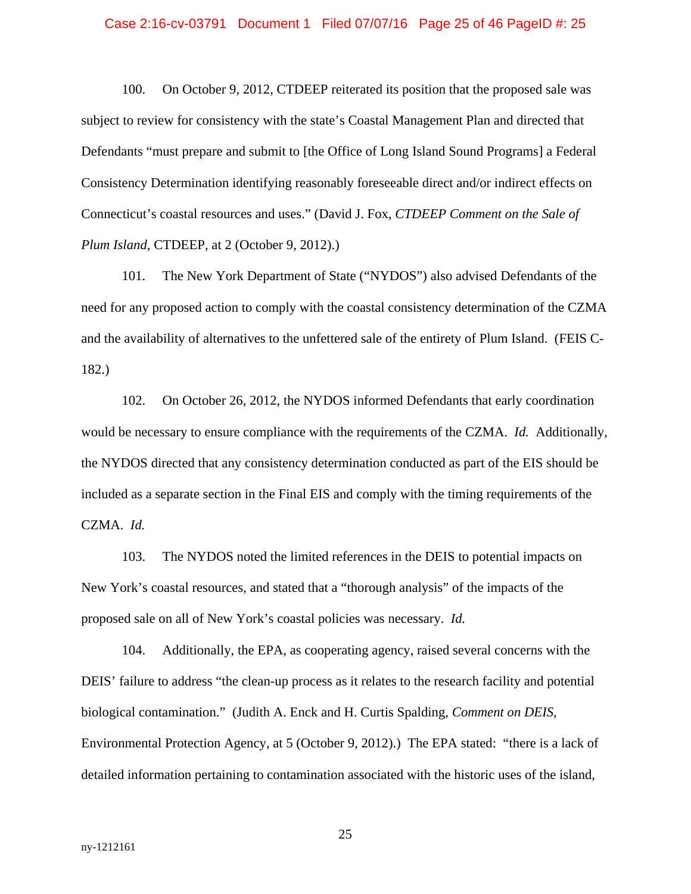100. On October 9, 2012, CTDEEP reiterated its position that the proposed sale was subject to review for consistency with the state's Coastal Management Plan and directed that Defendants "must prepare and submit to [the Office of Long Island Sound Programs] a Federal Consistency Determination identifying reasonably foreseeable direct and/or indirect effects on Connecticut's coastal resources and uses." (David J. Fox, *CTDEEP Comment on the Sale of Plum Island*, CTDEEP, at 2 (October 9, 2012).)

101. The New York Department of State ("NYDOS") also advised Defendants of the need for any proposed action to comply with the coastal consistency determination of the CZMA and the availability of alternatives to the unfettered sale of the entirety of Plum Island. (FEIS C-182.)

102. On October 26, 2012, the NYDOS informed Defendants that early coordination would be necessary to ensure compliance with the requirements of the CZMA. *Id.* Additionally, the NYDOS directed that any consistency determination conducted as part of the EIS should be included as a separate section in the Final EIS and comply with the timing requirements of the CZMA. *Id.*

103. The NYDOS noted the limited references in the DEIS to potential impacts on New York's coastal resources, and stated that a "thorough analysis" of the impacts of the proposed sale on all of New York's coastal policies was necessary. *Id.*

104. Additionally, the EPA, as cooperating agency, raised several concerns with the DEIS' failure to address "the clean-up process as it relates to the research facility and potential biological contamination." (Judith A. Enck and H. Curtis Spalding, *Comment on DEIS*, Environmental Protection Agency, at 5 (October 9, 2012).) The EPA stated: "there is a lack of detailed information pertaining to contamination associated with the historic uses of the island,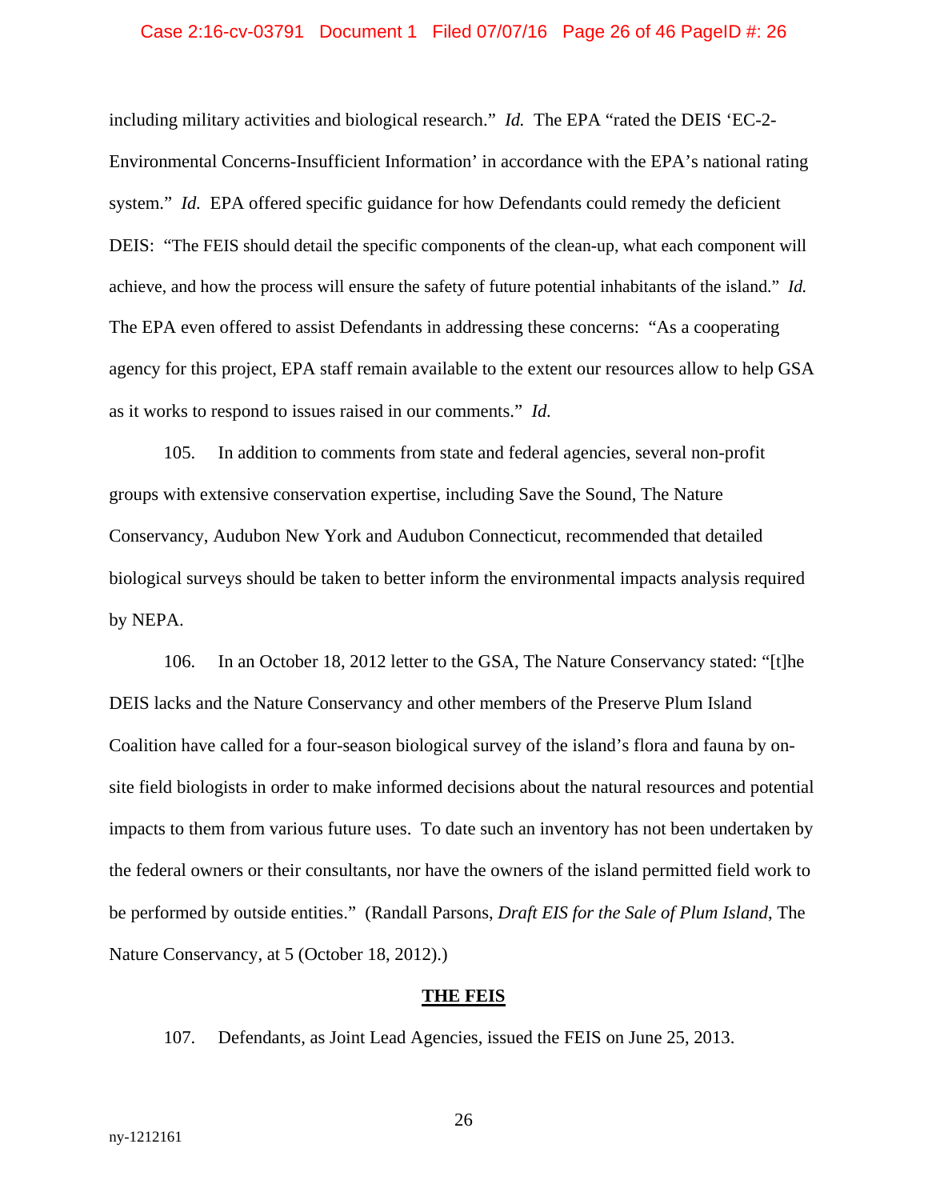including military activities and biological research." *Id.* The EPA "rated the DEIS 'EC-2-Environmental Concerns-Insufficient Information' in accordance with the EPA's national rating system." *Id.* EPA offered specific guidance for how Defendants could remedy the deficient DEIS: "The FEIS should detail the specific components of the clean-up, what each component will achieve, and how the process will ensure the safety of future potential inhabitants of the island." *Id.* The EPA even offered to assist Defendants in addressing these concerns: "As a cooperating agency for this project, EPA staff remain available to the extent our resources allow to help GSA as it works to respond to issues raised in our comments." *Id.*

105. In addition to comments from state and federal agencies, several non-profit groups with extensive conservation expertise, including Save the Sound, The Nature Conservancy, Audubon New York and Audubon Connecticut, recommended that detailed biological surveys should be taken to better inform the environmental impacts analysis required by NEPA.

106. In an October 18, 2012 letter to the GSA, The Nature Conservancy stated: "[t]he DEIS lacks and the Nature Conservancy and other members of the Preserve Plum Island Coalition have called for a four-season biological survey of the island's flora and fauna by on-site field biologists in order to make informed decisions about the natural resources and potential impacts to them from various future uses. To date such an inventory has not been undertaken by the federal owners or their consultants, nor have the owners of the island permitted field work to be performed by outside entities." (Randall Parsons, *Draft EIS for the Sale of Plum Island*, The Nature Conservancy, at 5 (October 18, 2012).)

## THE FEIS

107. Defendants, as Joint Lead Agencies, issued the FEIS on June 25, 2013.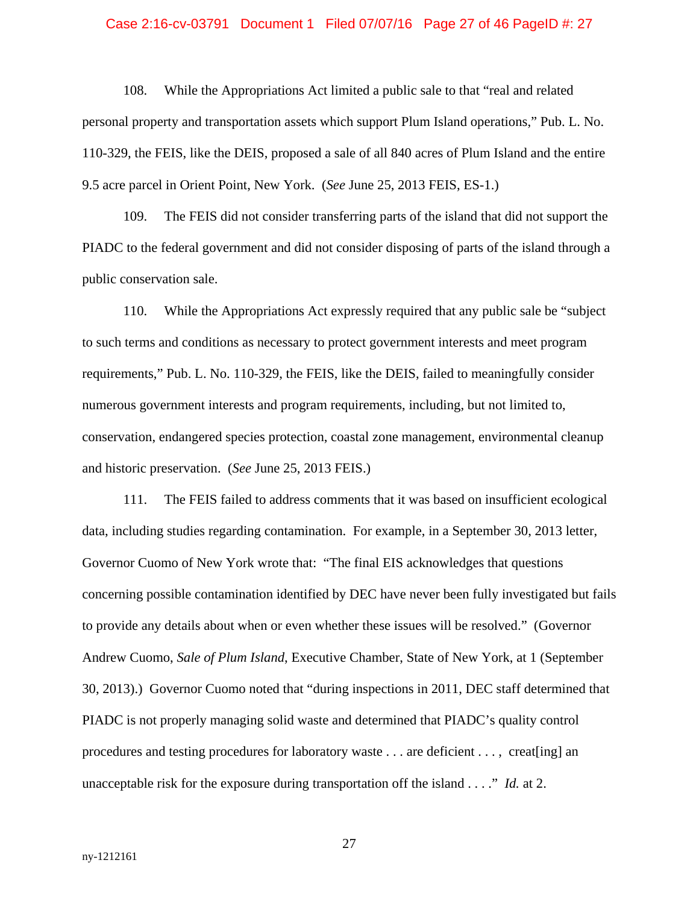108. While the Appropriations Act limited a public sale to that "real and related personal property and transportation assets which support Plum Island operations," Pub. L. No. 110-329, the FEIS, like the DEIS, proposed a sale of all 840 acres of Plum Island and the entire 9.5 acre parcel in Orient Point, New York. (*See* June 25, 2013 FEIS, ES-1.)

109. The FEIS did not consider transferring parts of the island that did not support the PIADC to the federal government and did not consider disposing of parts of the island through a public conservation sale.

110. While the Appropriations Act expressly required that any public sale be "subject to such terms and conditions as necessary to protect government interests and meet program requirements," Pub. L. No. 110-329, the FEIS, like the DEIS, failed to meaningfully consider numerous government interests and program requirements, including, but not limited to, conservation, endangered species protection, coastal zone management, environmental cleanup and historic preservation. (*See* June 25, 2013 FEIS.)

111. The FEIS failed to address comments that it was based on insufficient ecological data, including studies regarding contamination. For example, in a September 30, 2013 letter, Governor Cuomo of New York wrote that: "The final EIS acknowledges that questions concerning possible contamination identified by DEC have never been fully investigated but fails to provide any details about when or even whether these issues will be resolved." (Governor Andrew Cuomo, *Sale of Plum Island*, Executive Chamber, State of New York, at 1 (September 30, 2013).) Governor Cuomo noted that "during inspections in 2011, DEC staff determined that PIADC is not properly managing solid waste and determined that PIADC's quality control procedures and testing procedures for laboratory waste . . . are deficient . . . , creat[ing] an unacceptable risk for the exposure during transportation off the island . . . ." *Id.* at 2.

ny-1212161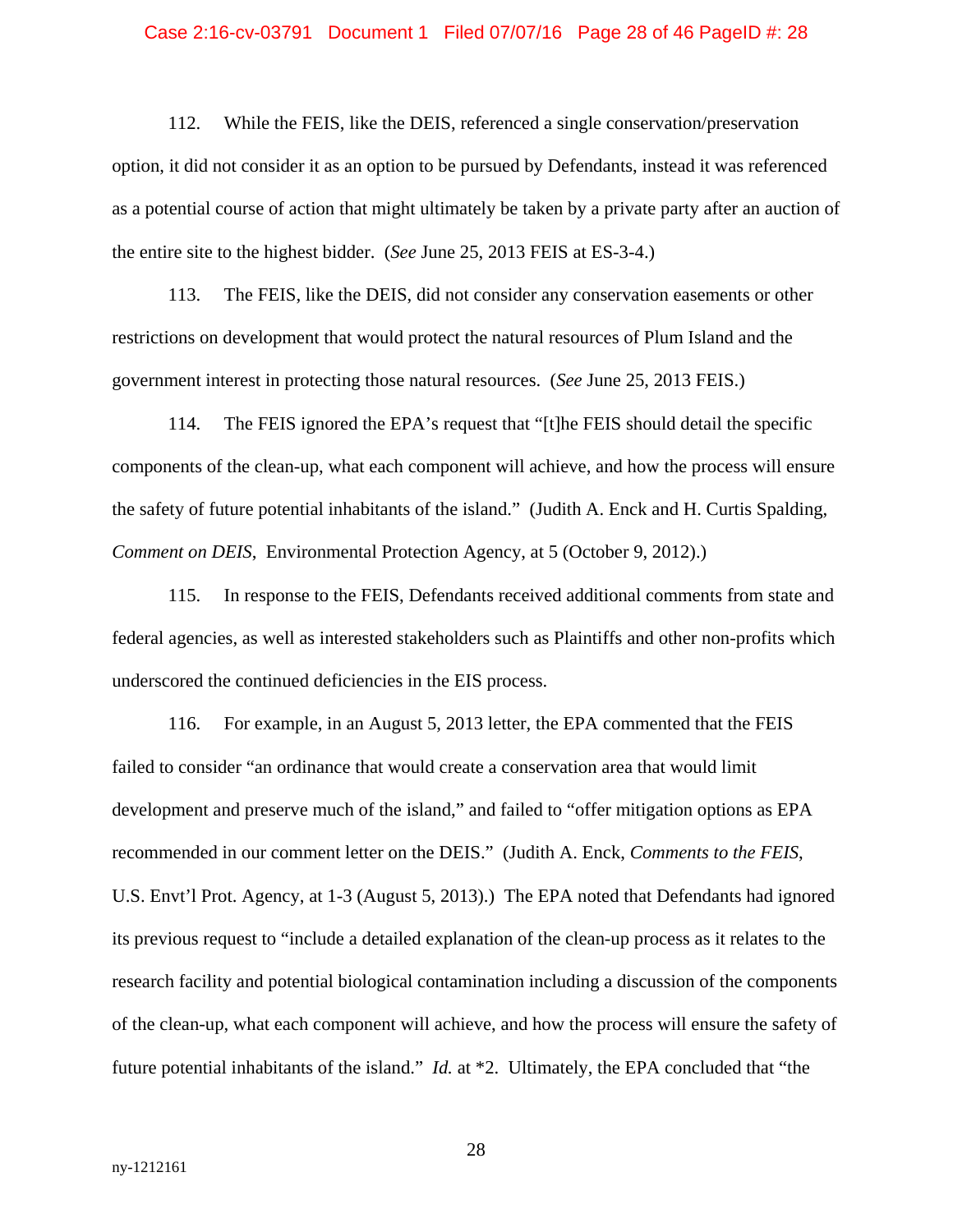112. While the FEIS, like the DEIS, referenced a single conservation/preservation option, it did not consider it as an option to be pursued by Defendants, instead it was referenced as a potential course of action that might ultimately be taken by a private party after an auction of the entire site to the highest bidder. (*See* June 25, 2013 FEIS at ES-3-4.)

113. The FEIS, like the DEIS, did not consider any conservation easements or other restrictions on development that would protect the natural resources of Plum Island and the government interest in protecting those natural resources. (*See* June 25, 2013 FEIS.)

114. The FEIS ignored the EPA's request that "[t]he FEIS should detail the specific components of the clean-up, what each component will achieve, and how the process will ensure the safety of future potential inhabitants of the island." (Judith A. Enck and H. Curtis Spalding, *Comment on DEIS*, Environmental Protection Agency, at 5 (October 9, 2012).)

115. In response to the FEIS, Defendants received additional comments from state and federal agencies, as well as interested stakeholders such as Plaintiffs and other non-profits which underscored the continued deficiencies in the EIS process.

116. For example, in an August 5, 2013 letter, the EPA commented that the FEIS failed to consider "an ordinance that would create a conservation area that would limit development and preserve much of the island," and failed to "offer mitigation options as EPA recommended in our comment letter on the DEIS." (Judith A. Enck, *Comments to the FEIS*, U.S. Envt'l Prot. Agency, at 1-3 (August 5, 2013).) The EPA noted that Defendants had ignored its previous request to "include a detailed explanation of the clean-up process as it relates to the research facility and potential biological contamination including a discussion of the components of the clean-up, what each component will achieve, and how the process will ensure the safety of future potential inhabitants of the island." *Id.* at *2. Ultimately, the EPA concluded that "the

ny-1212161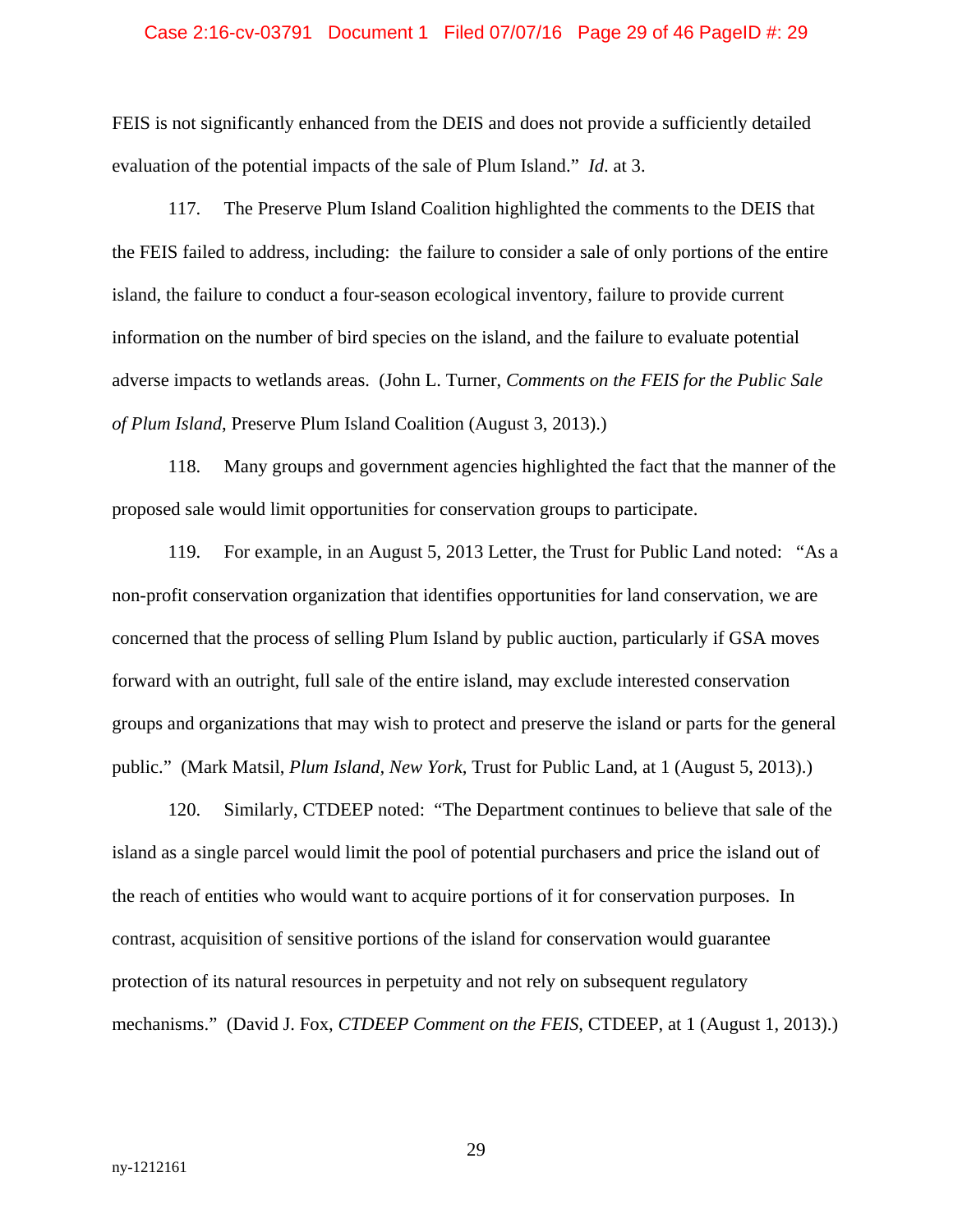FEIS is not significantly enhanced from the DEIS and does not provide a sufficiently detailed evaluation of the potential impacts of the sale of Plum Island." *Id*. at 3.

117. The Preserve Plum Island Coalition highlighted the comments to the DEIS that the FEIS failed to address, including: the failure to consider a sale of only portions of the entire island, the failure to conduct a four-season ecological inventory, failure to provide current information on the number of bird species on the island, and the failure to evaluate potential adverse impacts to wetlands areas. (John L. Turner, *Comments on the FEIS for the Public Sale of Plum Island*, Preserve Plum Island Coalition (August 3, 2013).)

118. Many groups and government agencies highlighted the fact that the manner of the proposed sale would limit opportunities for conservation groups to participate.

119. For example, in an August 5, 2013 Letter, the Trust for Public Land noted: "As a non-profit conservation organization that identifies opportunities for land conservation, we are concerned that the process of selling Plum Island by public auction, particularly if GSA moves forward with an outright, full sale of the entire island, may exclude interested conservation groups and organizations that may wish to protect and preserve the island or parts for the general public." (Mark Matsil, *Plum Island, New York*, Trust for Public Land, at 1 (August 5, 2013).)

120. Similarly, CTDEEP noted: "The Department continues to believe that sale of the island as a single parcel would limit the pool of potential purchasers and price the island out of the reach of entities who would want to acquire portions of it for conservation purposes. In contrast, acquisition of sensitive portions of the island for conservation would guarantee protection of its natural resources in perpetuity and not rely on subsequent regulatory mechanisms." (David J. Fox, *CTDEEP Comment on the FEIS*, CTDEEP, at 1 (August 1, 2013).)

ny-1212161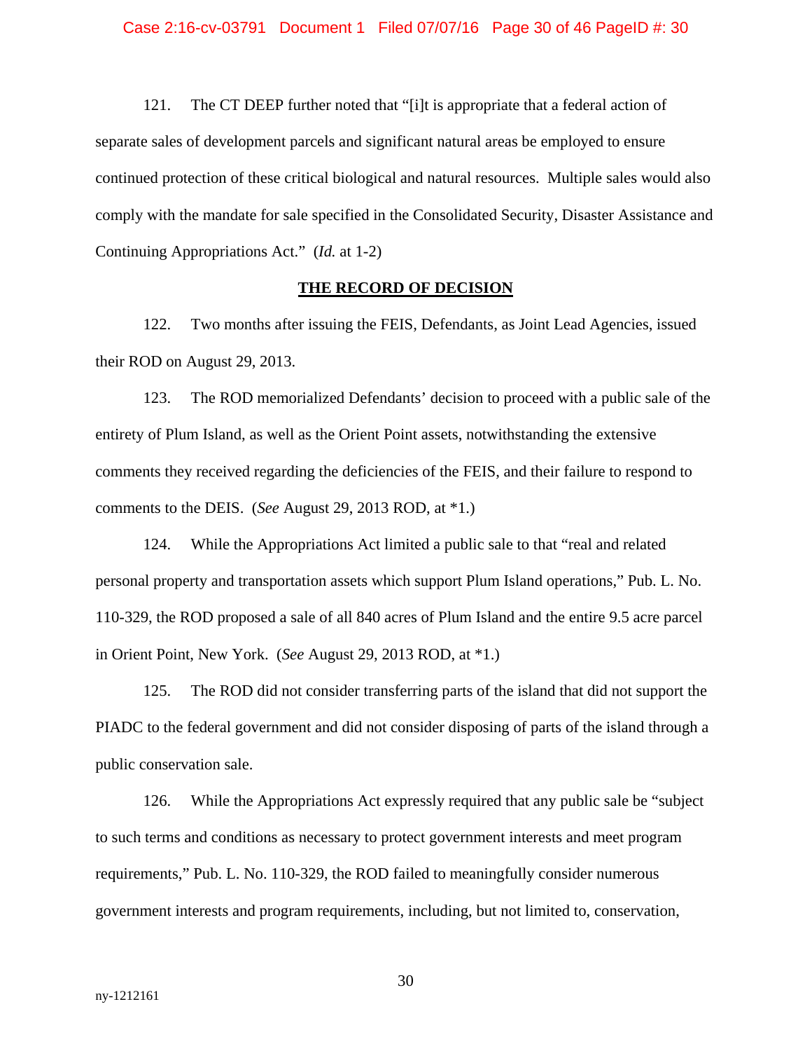121. The CT DEEP further noted that "[i]t is appropriate that a federal action of separate sales of development parcels and significant natural areas be employed to ensure continued protection of these critical biological and natural resources. Multiple sales would also comply with the mandate for sale specified in the Consolidated Security, Disaster Assistance and Continuing Appropriations Act." (*Id.* at 1-2)

## THE RECORD OF DECISION

122. Two months after issuing the FEIS, Defendants, as Joint Lead Agencies, issued their ROD on August 29, 2013.

123. The ROD memorialized Defendants' decision to proceed with a public sale of the entirety of Plum Island, as well as the Orient Point assets, notwithstanding the extensive comments they received regarding the deficiencies of the FEIS, and their failure to respond to comments to the DEIS. (*See* August 29, 2013 ROD, at *1.)

124. While the Appropriations Act limited a public sale to that "real and related personal property and transportation assets which support Plum Island operations," Pub. L. No. 110-329, the ROD proposed a sale of all 840 acres of Plum Island and the entire 9.5 acre parcel in Orient Point, New York. (*See* August 29, 2013 ROD, at *1.)

125. The ROD did not consider transferring parts of the island that did not support the PIADC to the federal government and did not consider disposing of parts of the island through a public conservation sale.

126. While the Appropriations Act expressly required that any public sale be "subject to such terms and conditions as necessary to protect government interests and meet program requirements," Pub. L. No. 110-329, the ROD failed to meaningfully consider numerous government interests and program requirements, including, but not limited to, conservation,

ny-1212161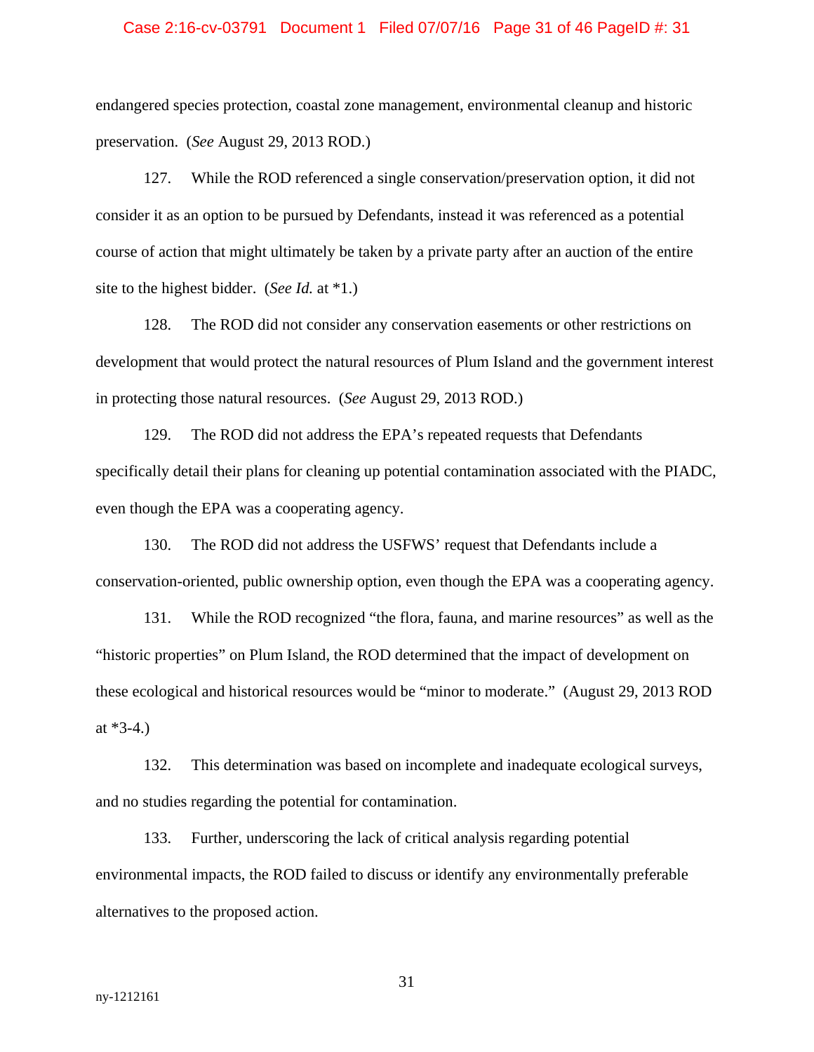endangered species protection, coastal zone management, environmental cleanup and historic preservation. (*See* August 29, 2013 ROD.)

127. While the ROD referenced a single conservation/preservation option, it did not consider it as an option to be pursued by Defendants, instead it was referenced as a potential course of action that might ultimately be taken by a private party after an auction of the entire site to the highest bidder. (*See Id.* at *1.)

128. The ROD did not consider any conservation easements or other restrictions on development that would protect the natural resources of Plum Island and the government interest in protecting those natural resources. (*See* August 29, 2013 ROD.)

129. The ROD did not address the EPA's repeated requests that Defendants specifically detail their plans for cleaning up potential contamination associated with the PIADC, even though the EPA was a cooperating agency.

130. The ROD did not address the USFWS' request that Defendants include a conservation-oriented, public ownership option, even though the EPA was a cooperating agency.

131. While the ROD recognized "the flora, fauna, and marine resources" as well as the "historic properties" on Plum Island, the ROD determined that the impact of development on these ecological and historical resources would be "minor to moderate." (August 29, 2013 ROD at *3-4.)

132. This determination was based on incomplete and inadequate ecological surveys, and no studies regarding the potential for contamination.

133. Further, underscoring the lack of critical analysis regarding potential environmental impacts, the ROD failed to discuss or identify any environmentally preferable alternatives to the proposed action.

ny-1212161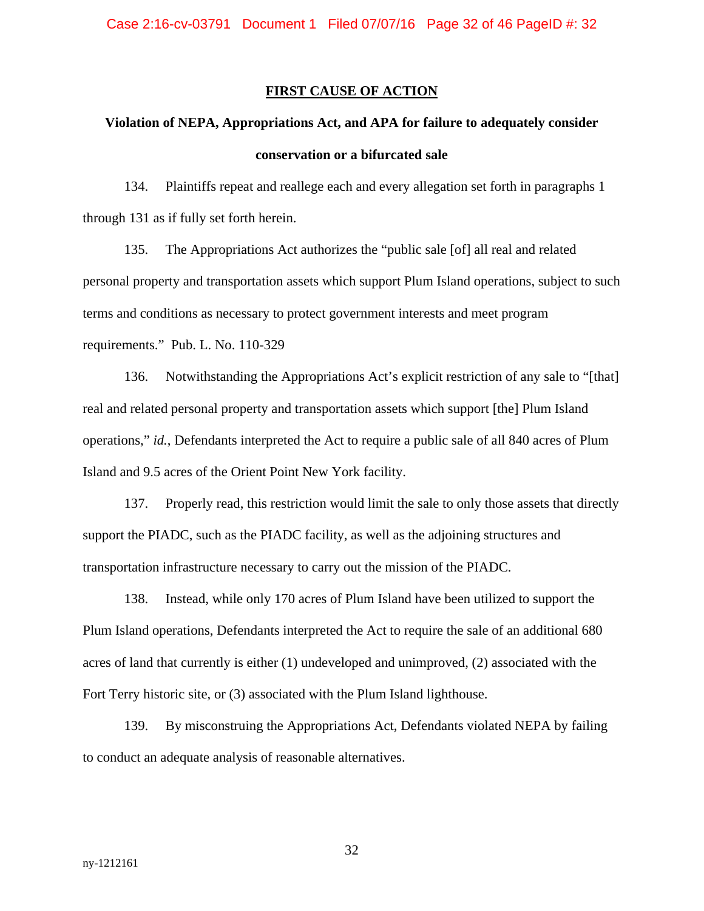## FIRST CAUSE OF ACTION

### Violation of NEPA, Appropriations Act, and APA for failure to adequately consider conservation or a bifurcated sale

134. Plaintiffs repeat and reallege each and every allegation set forth in paragraphs 1 through 131 as if fully set forth herein.

135. The Appropriations Act authorizes the "public sale [of] all real and related personal property and transportation assets which support Plum Island operations, subject to such terms and conditions as necessary to protect government interests and meet program requirements." Pub. L. No. 110-329

136. Notwithstanding the Appropriations Act's explicit restriction of any sale to "[that] real and related personal property and transportation assets which support [the] Plum Island operations," *id.*, Defendants interpreted the Act to require a public sale of all 840 acres of Plum Island and 9.5 acres of the Orient Point New York facility.

137. Properly read, this restriction would limit the sale to only those assets that directly support the PIADC, such as the PIADC facility, as well as the adjoining structures and transportation infrastructure necessary to carry out the mission of the PIADC.

138. Instead, while only 170 acres of Plum Island have been utilized to support the Plum Island operations, Defendants interpreted the Act to require the sale of an additional 680 acres of land that currently is either (1) undeveloped and unimproved, (2) associated with the Fort Terry historic site, or (3) associated with the Plum Island lighthouse.

139. By misconstruing the Appropriations Act, Defendants violated NEPA by failing to conduct an adequate analysis of reasonable alternatives.

ny-1212161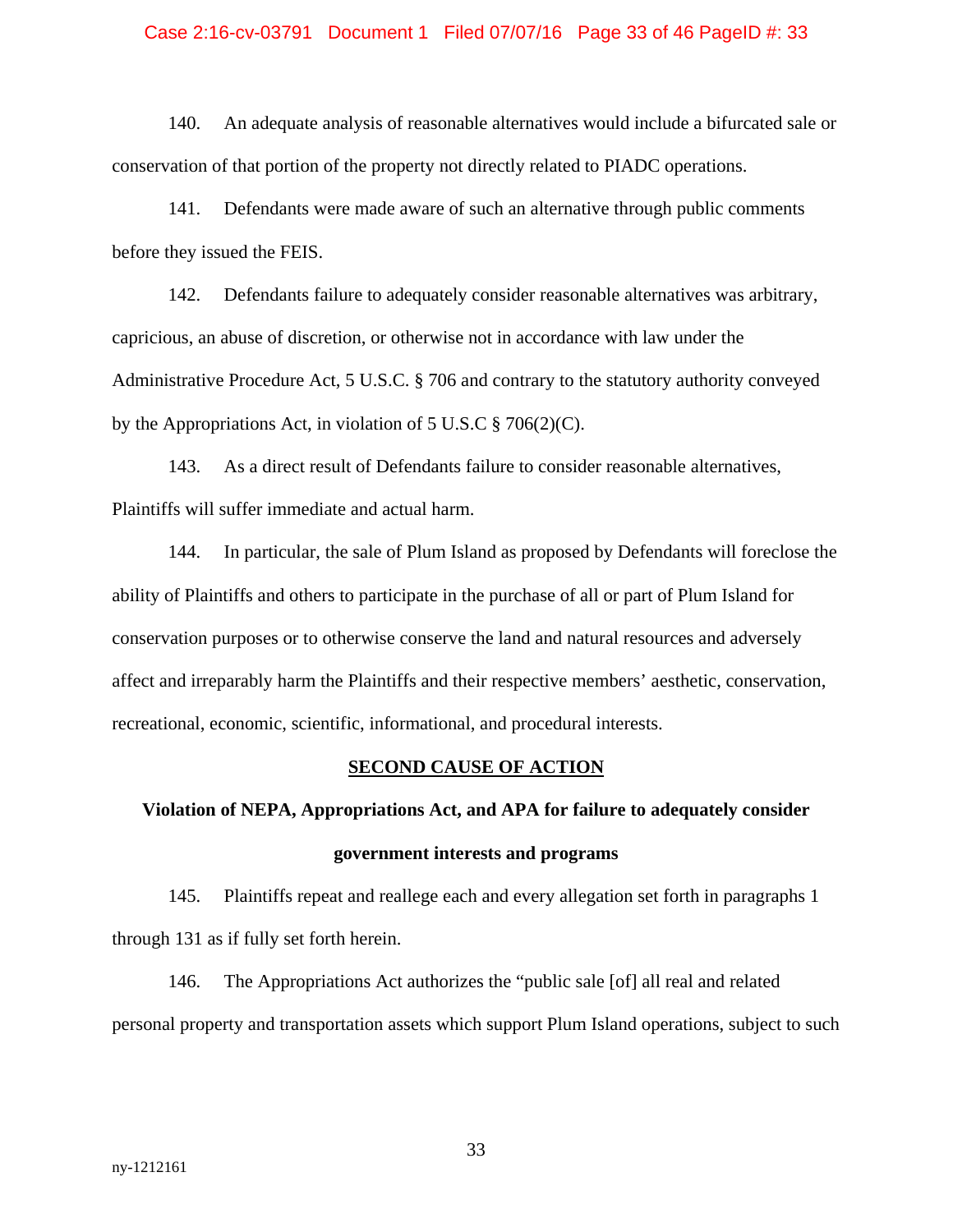140. An adequate analysis of reasonable alternatives would include a bifurcated sale or conservation of that portion of the property not directly related to PIADC operations.

141. Defendants were made aware of such an alternative through public comments before they issued the FEIS.

142. Defendants failure to adequately consider reasonable alternatives was arbitrary, capricious, an abuse of discretion, or otherwise not in accordance with law under the Administrative Procedure Act, 5 U.S.C. § 706 and contrary to the statutory authority conveyed by the Appropriations Act, in violation of 5 U.S.C § 706(2)(C).

143. As a direct result of Defendants failure to consider reasonable alternatives, Plaintiffs will suffer immediate and actual harm.

144. In particular, the sale of Plum Island as proposed by Defendants will foreclose the ability of Plaintiffs and others to participate in the purchase of all or part of Plum Island for conservation purposes or to otherwise conserve the land and natural resources and adversely affect and irreparably harm the Plaintiffs and their respective members' aesthetic, conservation, recreational, economic, scientific, informational, and procedural interests.

## SECOND CAUSE OF ACTION

### Violation of NEPA, Appropriations Act, and APA for failure to adequately consider government interests and programs

145. Plaintiffs repeat and reallege each and every allegation set forth in paragraphs 1 through 131 as if fully set forth herein.

146. The Appropriations Act authorizes the "public sale [of] all real and related personal property and transportation assets which support Plum Island operations, subject to such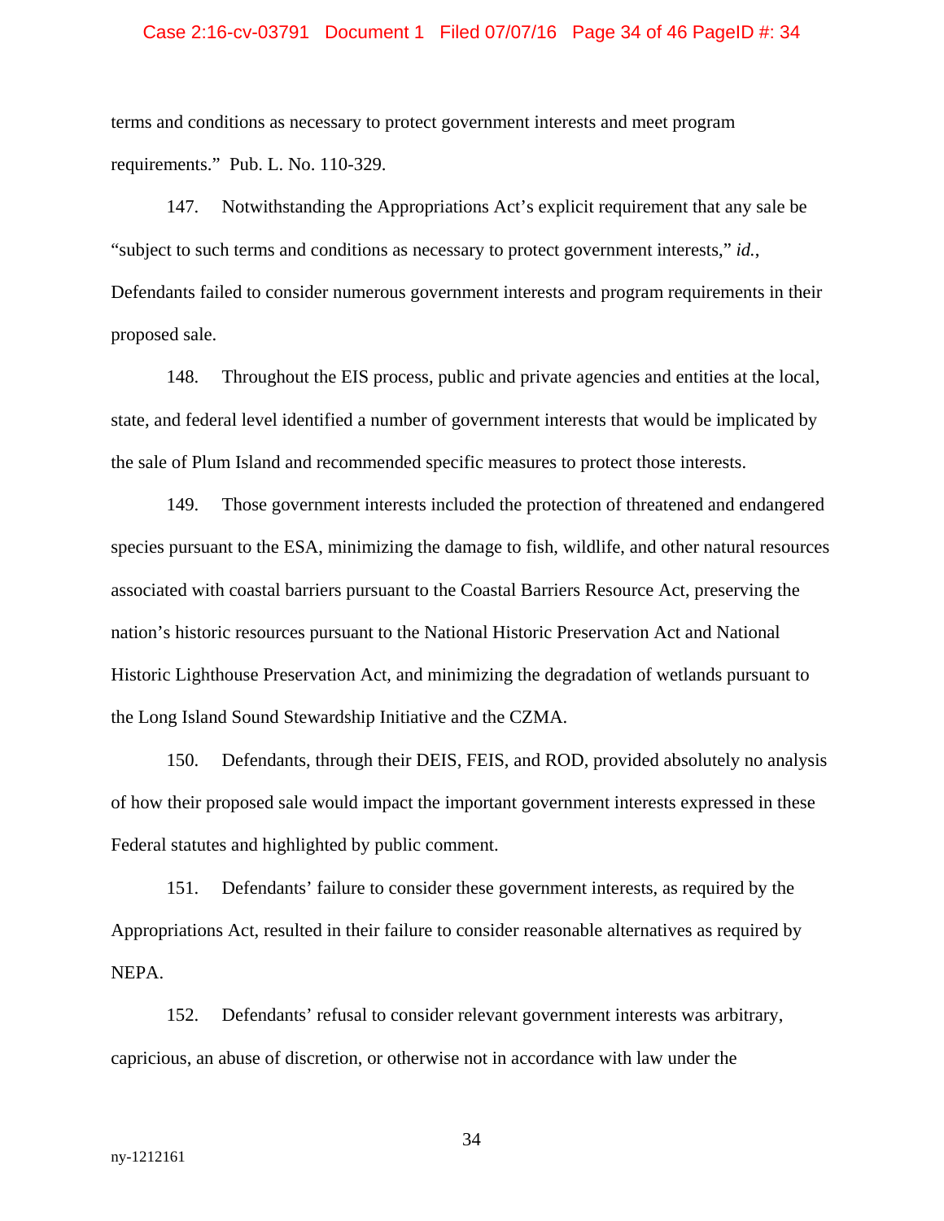terms and conditions as necessary to protect government interests and meet program requirements." Pub. L. No. 110-329.

147. Notwithstanding the Appropriations Act's explicit requirement that any sale be "subject to such terms and conditions as necessary to protect government interests," *id.*, Defendants failed to consider numerous government interests and program requirements in their proposed sale.

148. Throughout the EIS process, public and private agencies and entities at the local, state, and federal level identified a number of government interests that would be implicated by the sale of Plum Island and recommended specific measures to protect those interests.

149. Those government interests included the protection of threatened and endangered species pursuant to the ESA, minimizing the damage to fish, wildlife, and other natural resources associated with coastal barriers pursuant to the Coastal Barriers Resource Act, preserving the nation's historic resources pursuant to the National Historic Preservation Act and National Historic Lighthouse Preservation Act, and minimizing the degradation of wetlands pursuant to the Long Island Sound Stewardship Initiative and the CZMA.

150. Defendants, through their DEIS, FEIS, and ROD, provided absolutely no analysis of how their proposed sale would impact the important government interests expressed in these Federal statutes and highlighted by public comment.

151. Defendants' failure to consider these government interests, as required by the Appropriations Act, resulted in their failure to consider reasonable alternatives as required by NEPA.

152. Defendants' refusal to consider relevant government interests was arbitrary, capricious, an abuse of discretion, or otherwise not in accordance with law under the

ny-1212161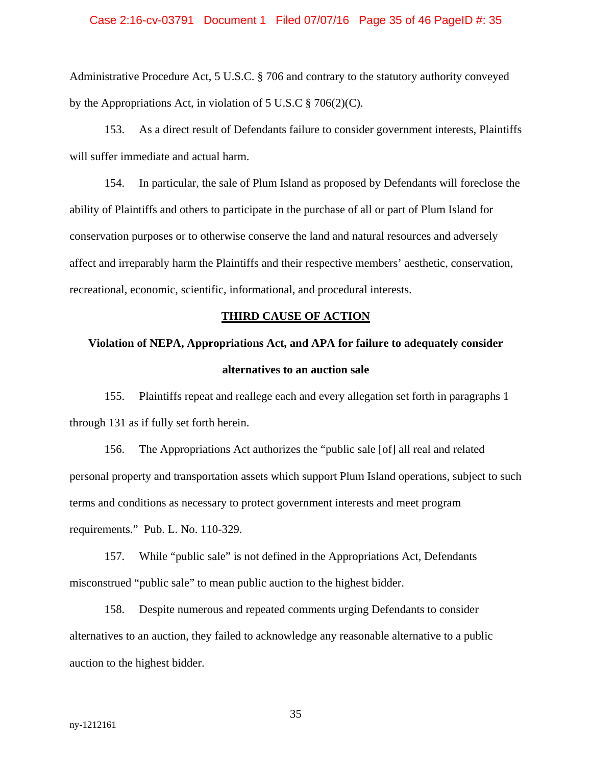Administrative Procedure Act, 5 U.S.C. § 706 and contrary to the statutory authority conveyed by the Appropriations Act, in violation of 5 U.S.C § 706(2)(C).

153. As a direct result of Defendants failure to consider government interests, Plaintiffs will suffer immediate and actual harm.

154. In particular, the sale of Plum Island as proposed by Defendants will foreclose the ability of Plaintiffs and others to participate in the purchase of all or part of Plum Island for conservation purposes or to otherwise conserve the land and natural resources and adversely affect and irreparably harm the Plaintiffs and their respective members' aesthetic, conservation, recreational, economic, scientific, informational, and procedural interests.

## THIRD CAUSE OF ACTION

### Violation of NEPA, Appropriations Act, and APA for failure to adequately consider alternatives to an auction sale

155. Plaintiffs repeat and reallege each and every allegation set forth in paragraphs 1 through 131 as if fully set forth herein.

156. The Appropriations Act authorizes the "public sale [of] all real and related personal property and transportation assets which support Plum Island operations, subject to such terms and conditions as necessary to protect government interests and meet program requirements." Pub. L. No. 110-329.

157. While "public sale" is not defined in the Appropriations Act, Defendants misconstrued "public sale" to mean public auction to the highest bidder.

158. Despite numerous and repeated comments urging Defendants to consider alternatives to an auction, they failed to acknowledge any reasonable alternative to a public auction to the highest bidder.

ny-1212161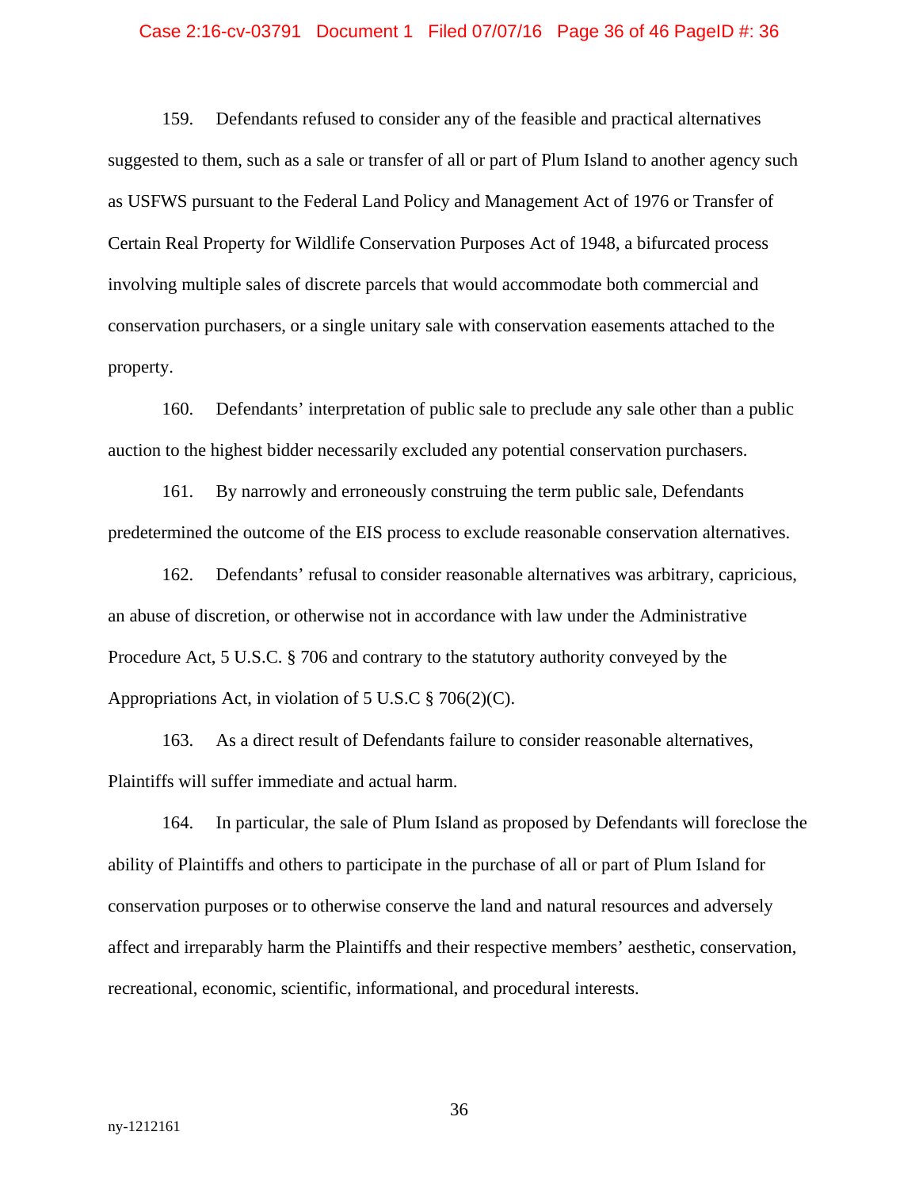159. Defendants refused to consider any of the feasible and practical alternatives suggested to them, such as a sale or transfer of all or part of Plum Island to another agency such as USFWS pursuant to the Federal Land Policy and Management Act of 1976 or Transfer of Certain Real Property for Wildlife Conservation Purposes Act of 1948, a bifurcated process involving multiple sales of discrete parcels that would accommodate both commercial and conservation purchasers, or a single unitary sale with conservation easements attached to the property.

160. Defendants' interpretation of public sale to preclude any sale other than a public auction to the highest bidder necessarily excluded any potential conservation purchasers.

161. By narrowly and erroneously construing the term public sale, Defendants predetermined the outcome of the EIS process to exclude reasonable conservation alternatives.

162. Defendants' refusal to consider reasonable alternatives was arbitrary, capricious, an abuse of discretion, or otherwise not in accordance with law under the Administrative Procedure Act, 5 U.S.C. § 706 and contrary to the statutory authority conveyed by the Appropriations Act, in violation of 5 U.S.C § 706(2)(C).

163. As a direct result of Defendants failure to consider reasonable alternatives, Plaintiffs will suffer immediate and actual harm.

164. In particular, the sale of Plum Island as proposed by Defendants will foreclose the ability of Plaintiffs and others to participate in the purchase of all or part of Plum Island for conservation purposes or to otherwise conserve the land and natural resources and adversely affect and irreparably harm the Plaintiffs and their respective members' aesthetic, conservation, recreational, economic, scientific, informational, and procedural interests.

ny-1212161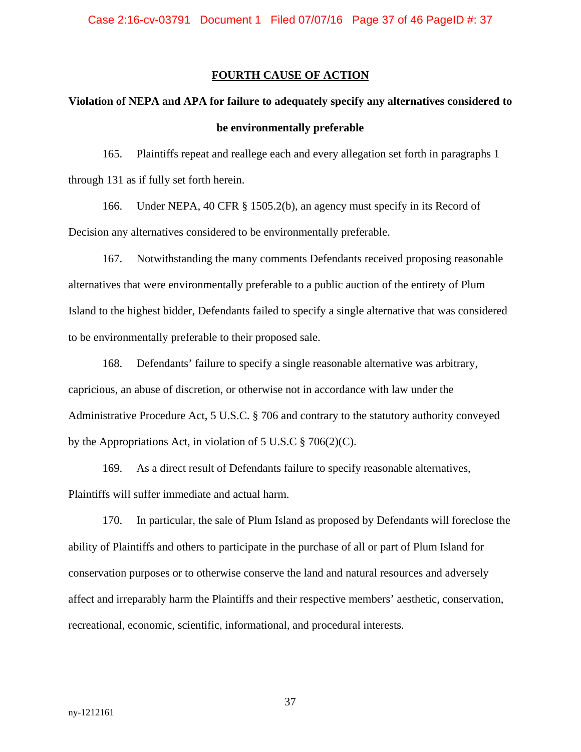## FOURTH CAUSE OF ACTION

### Violation of NEPA and APA for failure to adequately specify any alternatives considered to be environmentally preferable

165. Plaintiffs repeat and reallege each and every allegation set forth in paragraphs 1 through 131 as if fully set forth herein.

166. Under NEPA, 40 CFR § 1505.2(b), an agency must specify in its Record of Decision any alternatives considered to be environmentally preferable.

167. Notwithstanding the many comments Defendants received proposing reasonable alternatives that were environmentally preferable to a public auction of the entirety of Plum Island to the highest bidder, Defendants failed to specify a single alternative that was considered to be environmentally preferable to their proposed sale.

168. Defendants' failure to specify a single reasonable alternative was arbitrary, capricious, an abuse of discretion, or otherwise not in accordance with law under the Administrative Procedure Act, 5 U.S.C. § 706 and contrary to the statutory authority conveyed by the Appropriations Act, in violation of 5 U.S.C § 706(2)(C).

169. As a direct result of Defendants failure to specify reasonable alternatives, Plaintiffs will suffer immediate and actual harm.

170. In particular, the sale of Plum Island as proposed by Defendants will foreclose the ability of Plaintiffs and others to participate in the purchase of all or part of Plum Island for conservation purposes or to otherwise conserve the land and natural resources and adversely affect and irreparably harm the Plaintiffs and their respective members' aesthetic, conservation, recreational, economic, scientific, informational, and procedural interests.

ny-1212161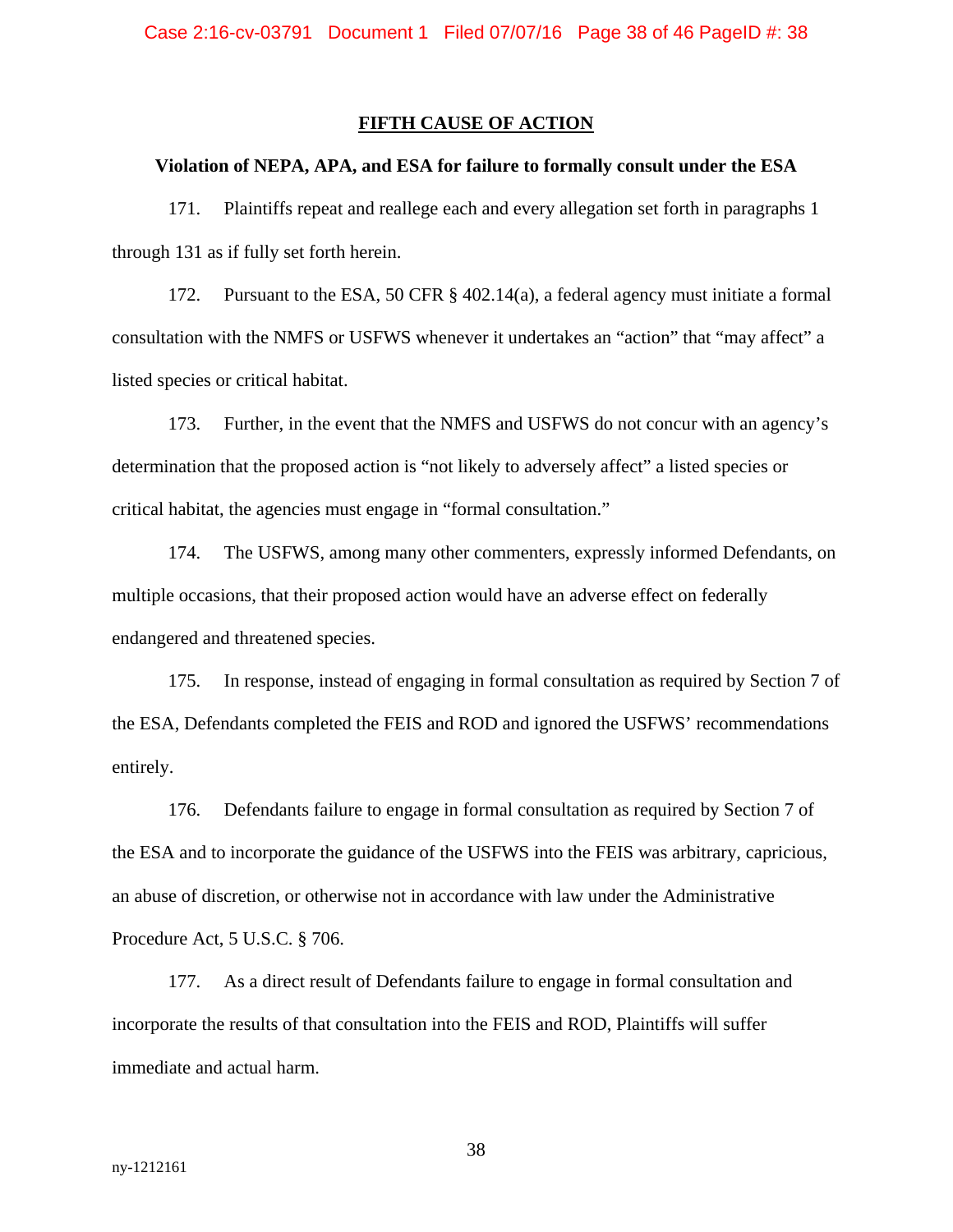**FIFTH CAUSE OF ACTION**

**Violation of NEPA, APA, and ESA for failure to formally consult under the ESA**

171. Plaintiffs repeat and reallege each and every allegation set forth in paragraphs 1 through 131 as if fully set forth herein.

172. Pursuant to the ESA, 50 CFR § 402.14(a), a federal agency must initiate a formal consultation with the NMFS or USFWS whenever it undertakes an "action" that "may affect" a listed species or critical habitat.

173. Further, in the event that the NMFS and USFWS do not concur with an agency's determination that the proposed action is "not likely to adversely affect" a listed species or critical habitat, the agencies must engage in "formal consultation."

174. The USFWS, among many other commenters, expressly informed Defendants, on multiple occasions, that their proposed action would have an adverse effect on federally endangered and threatened species.

175. In response, instead of engaging in formal consultation as required by Section 7 of the ESA, Defendants completed the FEIS and ROD and ignored the USFWS' recommendations entirely.

176. Defendants failure to engage in formal consultation as required by Section 7 of the ESA and to incorporate the guidance of the USFWS into the FEIS was arbitrary, capricious, an abuse of discretion, or otherwise not in accordance with law under the Administrative Procedure Act, 5 U.S.C. § 706.

177. As a direct result of Defendants failure to engage in formal consultation and incorporate the results of that consultation into the FEIS and ROD, Plaintiffs will suffer immediate and actual harm.

ny-1212161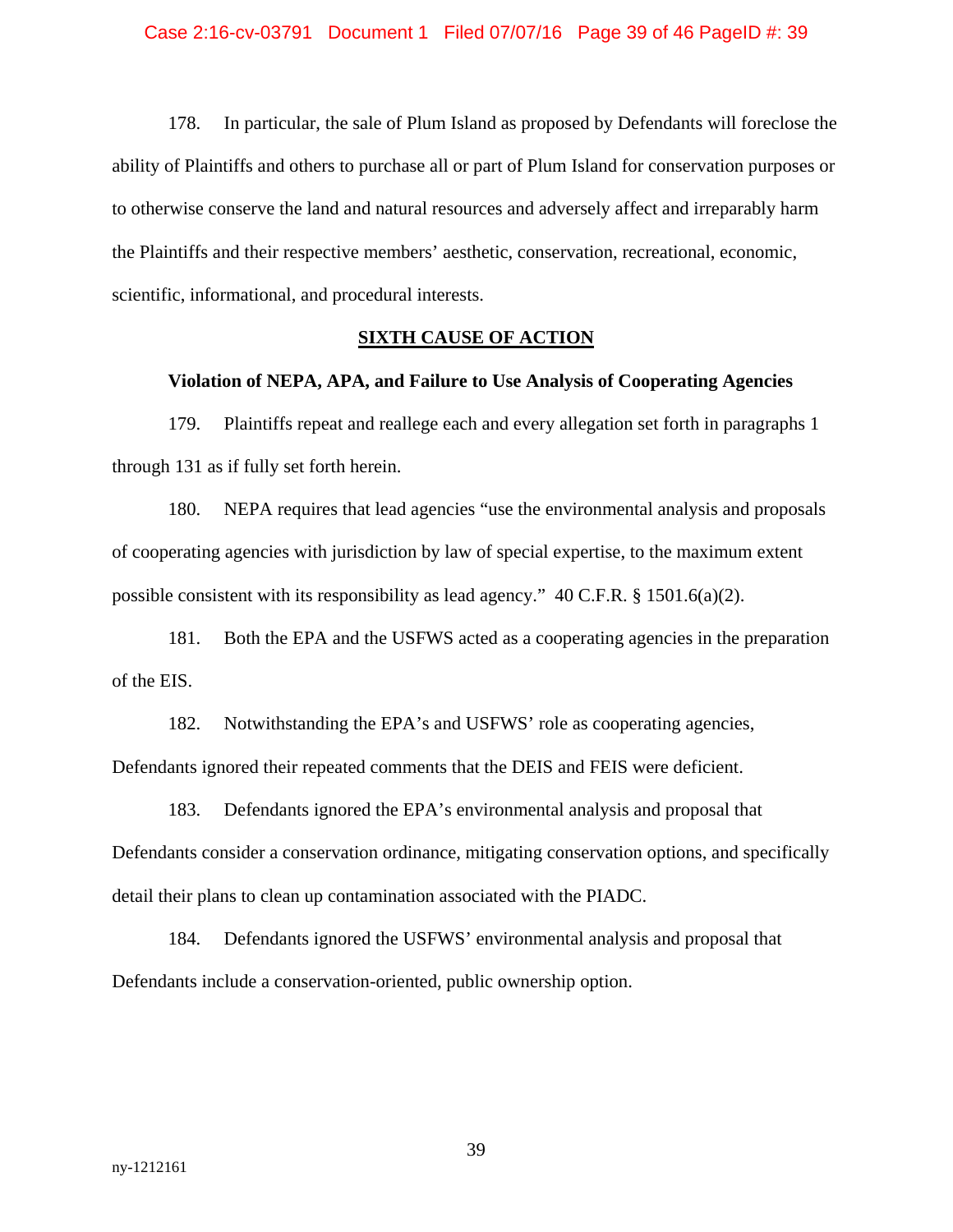178. In particular, the sale of Plum Island as proposed by Defendants will foreclose the ability of Plaintiffs and others to purchase all or part of Plum Island for conservation purposes or to otherwise conserve the land and natural resources and adversely affect and irreparably harm the Plaintiffs and their respective members' aesthetic, conservation, recreational, economic, scientific, informational, and procedural interests.

## SIXTH CAUSE OF ACTION

### Violation of NEPA, APA, and Failure to Use Analysis of Cooperating Agencies

179. Plaintiffs repeat and reallege each and every allegation set forth in paragraphs 1 through 131 as if fully set forth herein.

180. NEPA requires that lead agencies "use the environmental analysis and proposals of cooperating agencies with jurisdiction by law of special expertise, to the maximum extent possible consistent with its responsibility as lead agency." 40 C.F.R. § 1501.6(a)(2).

181. Both the EPA and the USFWS acted as a cooperating agencies in the preparation of the EIS.

182. Notwithstanding the EPA's and USFWS' role as cooperating agencies, Defendants ignored their repeated comments that the DEIS and FEIS were deficient.

183. Defendants ignored the EPA's environmental analysis and proposal that Defendants consider a conservation ordinance, mitigating conservation options, and specifically detail their plans to clean up contamination associated with the PIADC.

184. Defendants ignored the USFWS' environmental analysis and proposal that Defendants include a conservation-oriented, public ownership option.

ny-1212161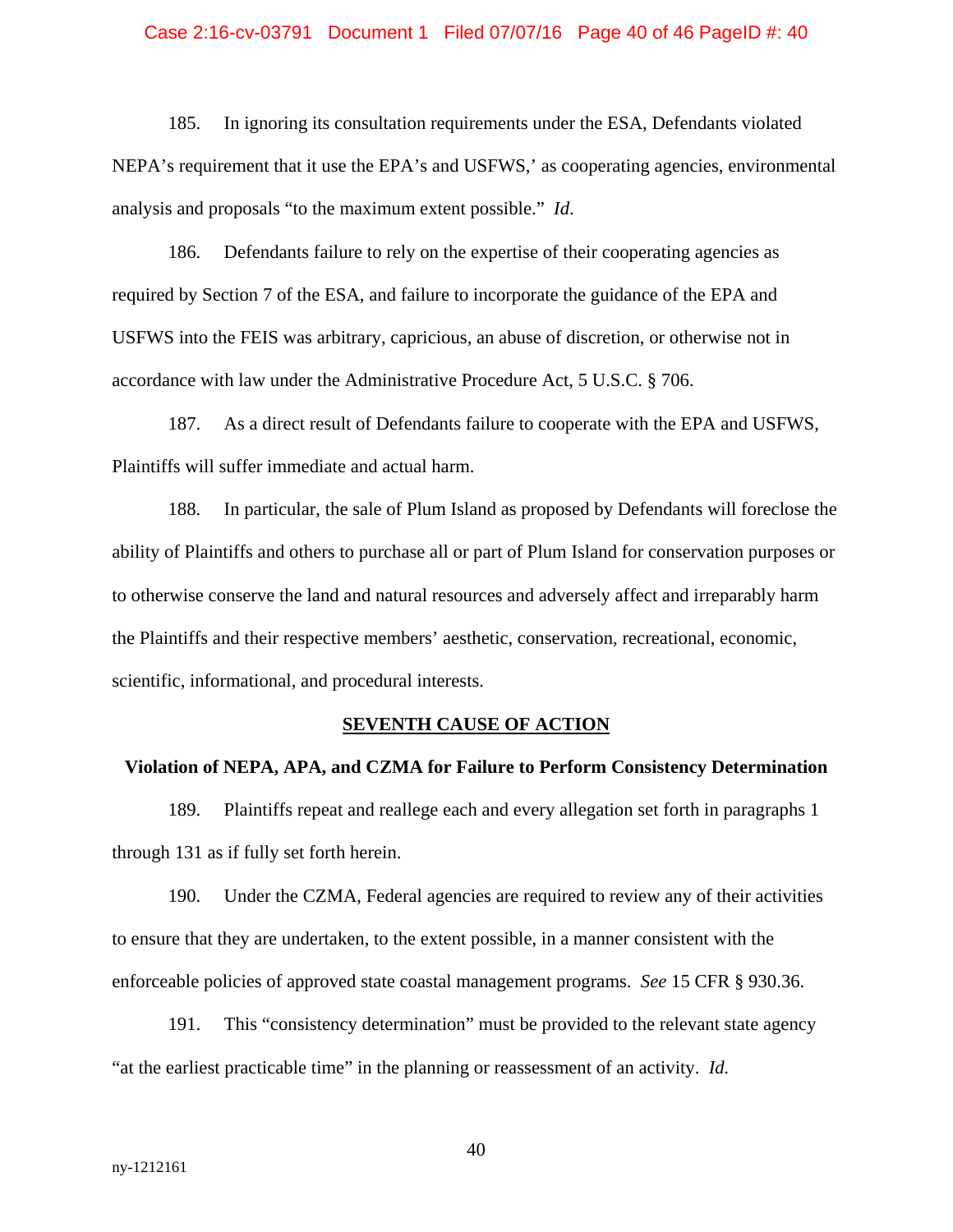185. In ignoring its consultation requirements under the ESA, Defendants violated NEPA's requirement that it use the EPA's and USFWS,' as cooperating agencies, environmental analysis and proposals "to the maximum extent possible." *Id.*

186. Defendants failure to rely on the expertise of their cooperating agencies as required by Section 7 of the ESA, and failure to incorporate the guidance of the EPA and USFWS into the FEIS was arbitrary, capricious, an abuse of discretion, or otherwise not in accordance with law under the Administrative Procedure Act, 5 U.S.C. § 706.

187. As a direct result of Defendants failure to cooperate with the EPA and USFWS, Plaintiffs will suffer immediate and actual harm.

188. In particular, the sale of Plum Island as proposed by Defendants will foreclose the ability of Plaintiffs and others to purchase all or part of Plum Island for conservation purposes or to otherwise conserve the land and natural resources and adversely affect and irreparably harm the Plaintiffs and their respective members' aesthetic, conservation, recreational, economic, scientific, informational, and procedural interests.

## <u>SEVENTH CAUSE OF ACTION</u>

**Violation of NEPA, APA, and CZMA for Failure to Perform Consistency Determination**

189. Plaintiffs repeat and reallege each and every allegation set forth in paragraphs 1 through 131 as if fully set forth herein.

190. Under the CZMA, Federal agencies are required to review any of their activities to ensure that they are undertaken, to the extent possible, in a manner consistent with the enforceable policies of approved state coastal management programs. *See* 15 CFR § 930.36.

191. This "consistency determination" must be provided to the relevant state agency "at the earliest practicable time" in the planning or reassessment of an activity. *Id.*

ny-1212161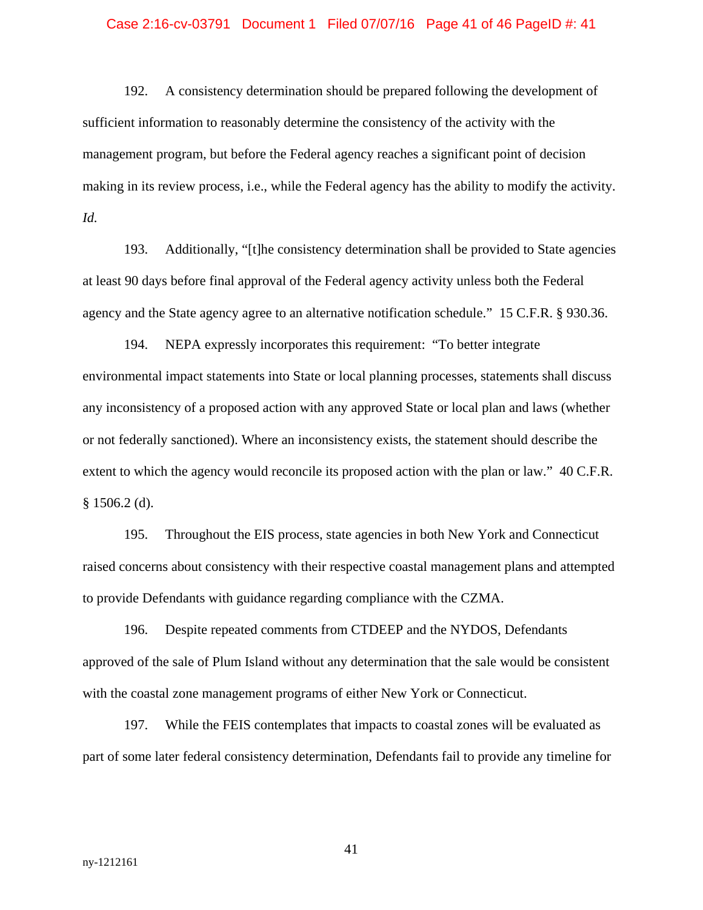192. A consistency determination should be prepared following the development of sufficient information to reasonably determine the consistency of the activity with the management program, but before the Federal agency reaches a significant point of decision making in its review process, i.e., while the Federal agency has the ability to modify the activity. *Id.*

193. Additionally, "[t]he consistency determination shall be provided to State agencies at least 90 days before final approval of the Federal agency activity unless both the Federal agency and the State agency agree to an alternative notification schedule." 15 C.F.R. § 930.36.

194. NEPA expressly incorporates this requirement: "To better integrate environmental impact statements into State or local planning processes, statements shall discuss any inconsistency of a proposed action with any approved State or local plan and laws (whether or not federally sanctioned). Where an inconsistency exists, the statement should describe the extent to which the agency would reconcile its proposed action with the plan or law." 40 C.F.R. § 1506.2 (d).

195. Throughout the EIS process, state agencies in both New York and Connecticut raised concerns about consistency with their respective coastal management plans and attempted to provide Defendants with guidance regarding compliance with the CZMA.

196. Despite repeated comments from CTDEEP and the NYDOS, Defendants approved of the sale of Plum Island without any determination that the sale would be consistent with the coastal zone management programs of either New York or Connecticut.

197. While the FEIS contemplates that impacts to coastal zones will be evaluated as part of some later federal consistency determination, Defendants fail to provide any timeline for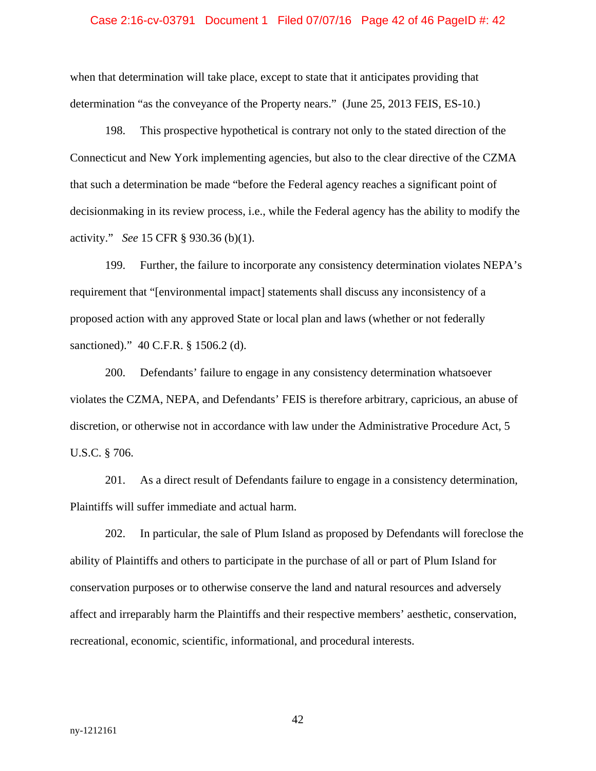when that determination will take place, except to state that it anticipates providing that determination "as the conveyance of the Property nears." (June 25, 2013 FEIS, ES-10.)

198. This prospective hypothetical is contrary not only to the stated direction of the Connecticut and New York implementing agencies, but also to the clear directive of the CZMA that such a determination be made "before the Federal agency reaches a significant point of decisionmaking in its review process, i.e., while the Federal agency has the ability to modify the activity." *See* 15 CFR § 930.36 (b)(1).

199. Further, the failure to incorporate any consistency determination violates NEPA's requirement that "[environmental impact] statements shall discuss any inconsistency of a proposed action with any approved State or local plan and laws (whether or not federally sanctioned)." 40 C.F.R. § 1506.2 (d).

200. Defendants' failure to engage in any consistency determination whatsoever violates the CZMA, NEPA, and Defendants' FEIS is therefore arbitrary, capricious, an abuse of discretion, or otherwise not in accordance with law under the Administrative Procedure Act, 5 U.S.C. § 706.

201. As a direct result of Defendants failure to engage in a consistency determination, Plaintiffs will suffer immediate and actual harm.

202. In particular, the sale of Plum Island as proposed by Defendants will foreclose the ability of Plaintiffs and others to participate in the purchase of all or part of Plum Island for conservation purposes or to otherwise conserve the land and natural resources and adversely affect and irreparably harm the Plaintiffs and their respective members' aesthetic, conservation, recreational, economic, scientific, informational, and procedural interests.

ny-1212161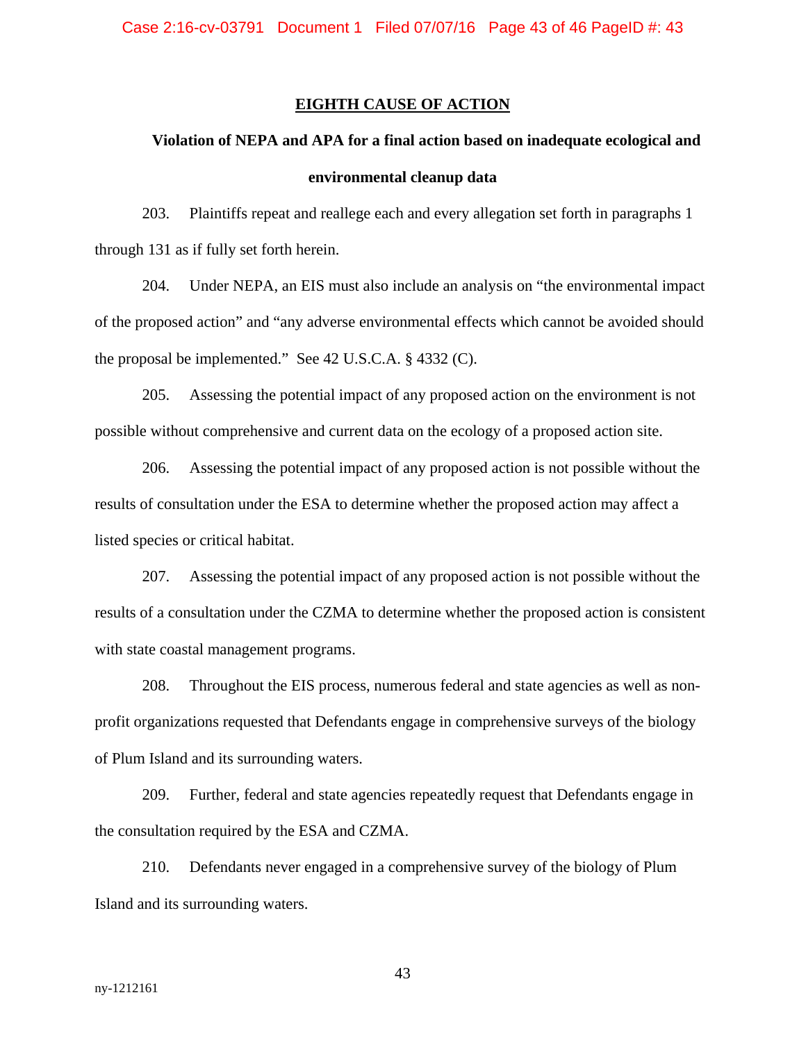## EIGHTH CAUSE OF ACTION

### Violation of NEPA and APA for a final action based on inadequate ecological and environmental cleanup data

203. Plaintiffs repeat and reallege each and every allegation set forth in paragraphs 1 through 131 as if fully set forth herein.

204. Under NEPA, an EIS must also include an analysis on "the environmental impact of the proposed action" and "any adverse environmental effects which cannot be avoided should the proposal be implemented." See 42 U.S.C.A. § 4332 (C).

205. Assessing the potential impact of any proposed action on the environment is not possible without comprehensive and current data on the ecology of a proposed action site.

206. Assessing the potential impact of any proposed action is not possible without the results of consultation under the ESA to determine whether the proposed action may affect a listed species or critical habitat.

207. Assessing the potential impact of any proposed action is not possible without the results of a consultation under the CZMA to determine whether the proposed action is consistent with state coastal management programs.

208. Throughout the EIS process, numerous federal and state agencies as well as non-profit organizations requested that Defendants engage in comprehensive surveys of the biology of Plum Island and its surrounding waters.

209. Further, federal and state agencies repeatedly request that Defendants engage in the consultation required by the ESA and CZMA.

210. Defendants never engaged in a comprehensive survey of the biology of Plum Island and its surrounding waters.

ny-1212161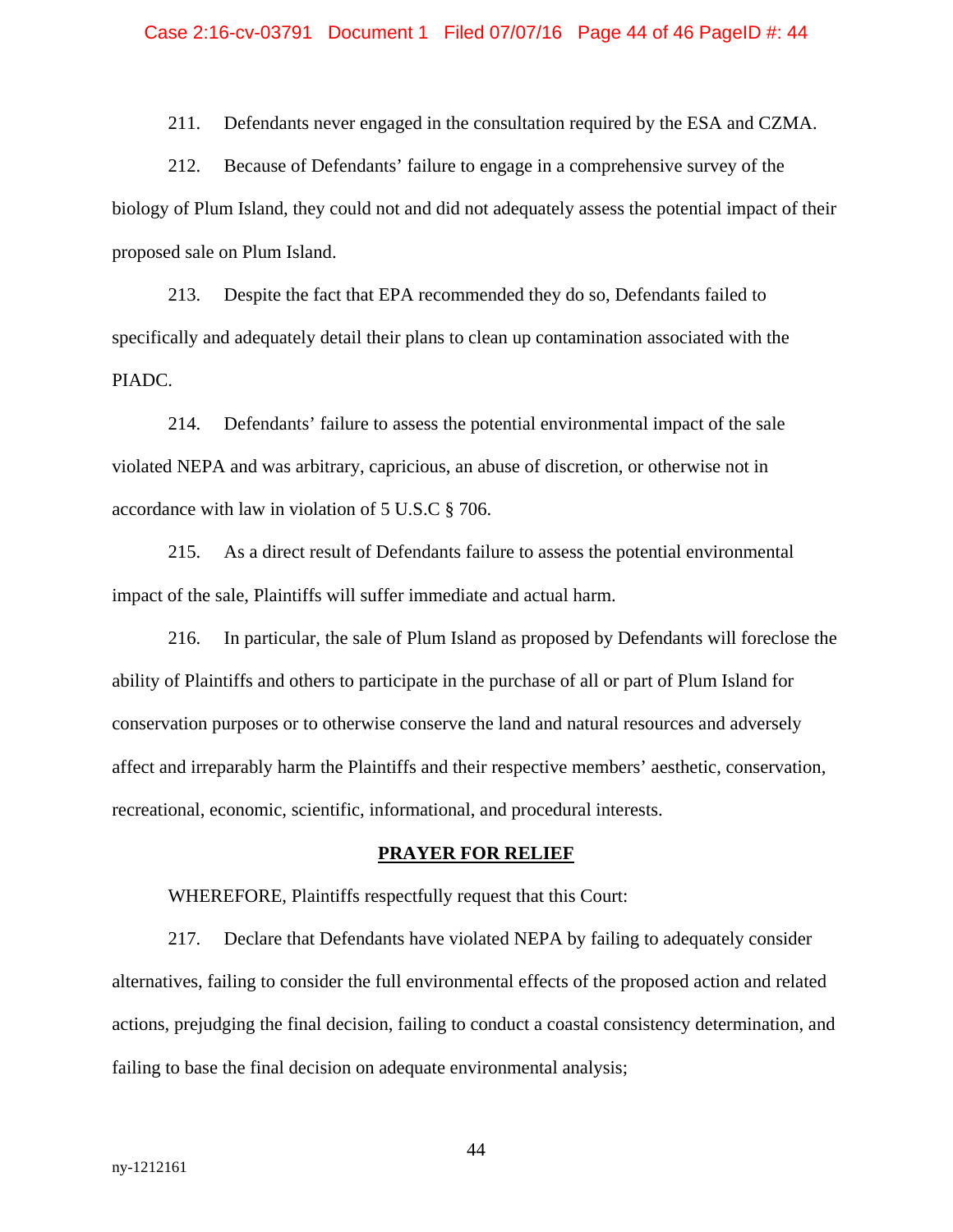211. Defendants never engaged in the consultation required by the ESA and CZMA.

212. Because of Defendants' failure to engage in a comprehensive survey of the biology of Plum Island, they could not and did not adequately assess the potential impact of their proposed sale on Plum Island.

213. Despite the fact that EPA recommended they do so, Defendants failed to specifically and adequately detail their plans to clean up contamination associated with the PIADC.

214. Defendants' failure to assess the potential environmental impact of the sale violated NEPA and was arbitrary, capricious, an abuse of discretion, or otherwise not in accordance with law in violation of 5 U.S.C § 706.

215. As a direct result of Defendants failure to assess the potential environmental impact of the sale, Plaintiffs will suffer immediate and actual harm.

216. In particular, the sale of Plum Island as proposed by Defendants will foreclose the ability of Plaintiffs and others to participate in the purchase of all or part of Plum Island for conservation purposes or to otherwise conserve the land and natural resources and adversely affect and irreparably harm the Plaintiffs and their respective members' aesthetic, conservation, recreational, economic, scientific, informational, and procedural interests.

**PRAYER FOR RELIEF**

WHEREFORE, Plaintiffs respectfully request that this Court:

217. Declare that Defendants have violated NEPA by failing to adequately consider alternatives, failing to consider the full environmental effects of the proposed action and related actions, prejudging the final decision, failing to conduct a coastal consistency determination, and failing to base the final decision on adequate environmental analysis;

ny-1212161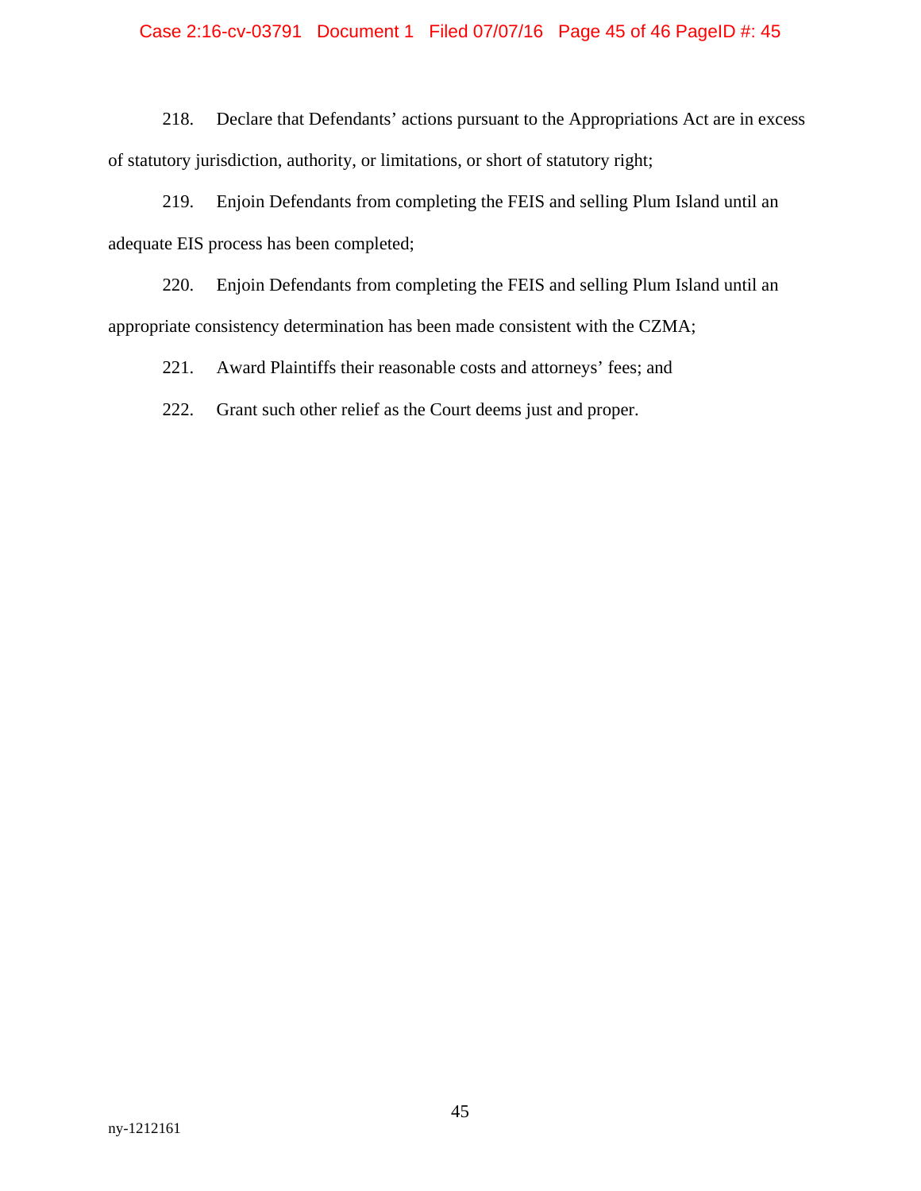218. Declare that Defendants' actions pursuant to the Appropriations Act are in excess of statutory jurisdiction, authority, or limitations, or short of statutory right;

219. Enjoin Defendants from completing the FEIS and selling Plum Island until an adequate EIS process has been completed;

220. Enjoin Defendants from completing the FEIS and selling Plum Island until an appropriate consistency determination has been made consistent with the CZMA;

221. Award Plaintiffs their reasonable costs and attorneys' fees; and

222. Grant such other relief as the Court deems just and proper.

ny-1212161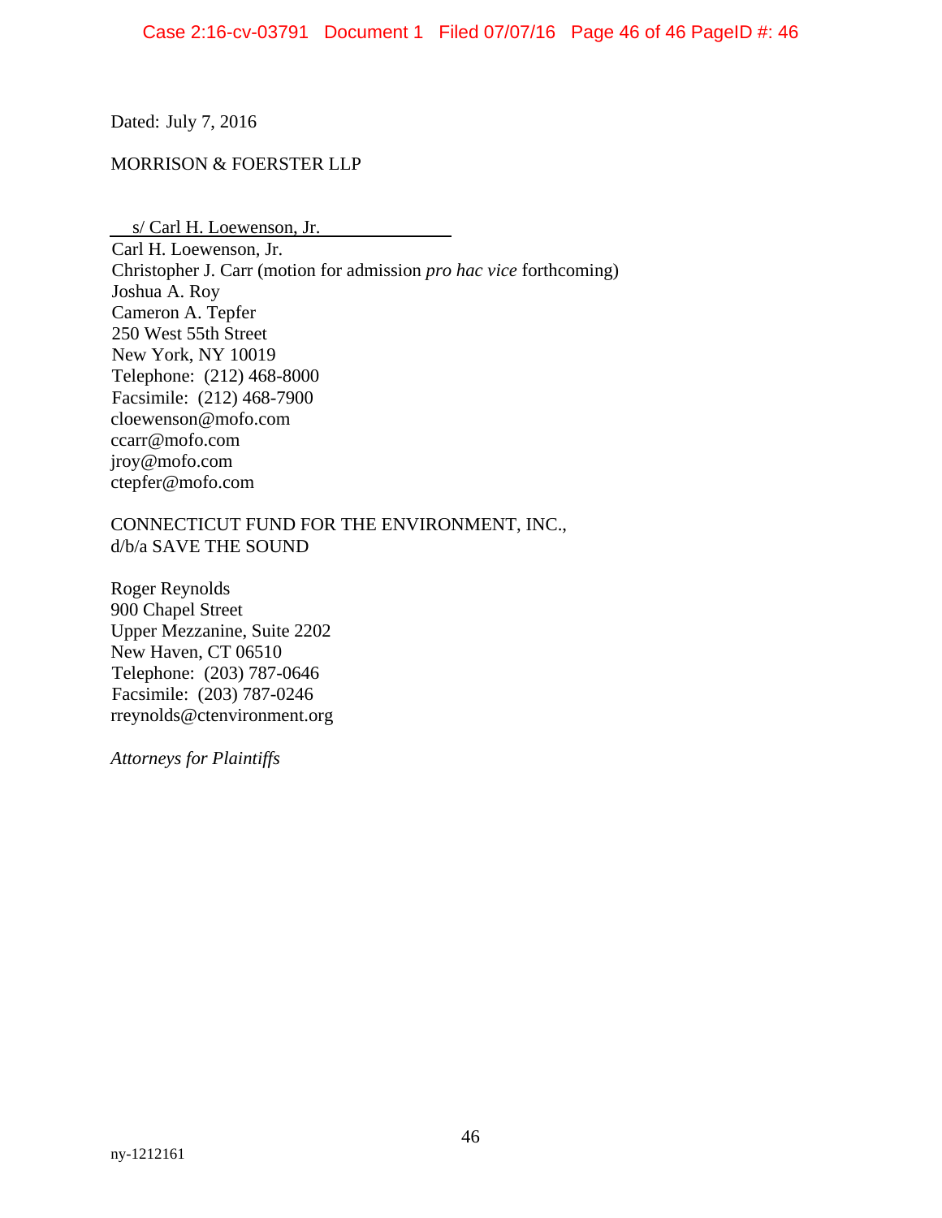Dated: July 7, 2016

MORRISON & FOERSTER LLP

s/ Carl H. Loewenson, Jr.

Carl H. Loewenson, Jr.  
Christopher J. Carr (motion for admission *pro hac vice* forthcoming)  
Joshua A. Roy  
Cameron A. Tepfer  
250 West 55th Street  
New York, NY 10019  
Telephone: (212) 468-8000  
Facsimile: (212) 468-7900  
cloewenson@mofo.com  
ccarr@mofo.com  
jroy@mofo.com  
ctepfer@mofo.com

CONNECTICUT FUND FOR THE ENVIRONMENT, INC.,  
d/b/a SAVE THE SOUND

Roger Reynolds  
900 Chapel Street  
Upper Mezzanine, Suite 2202  
New Haven, CT 06510  
Telephone: (203) 787-0646  
Facsimile: (203) 787-0246  
rreynolds@ctenvironment.org

*Attorneys for Plaintiffs*

ny-1212161